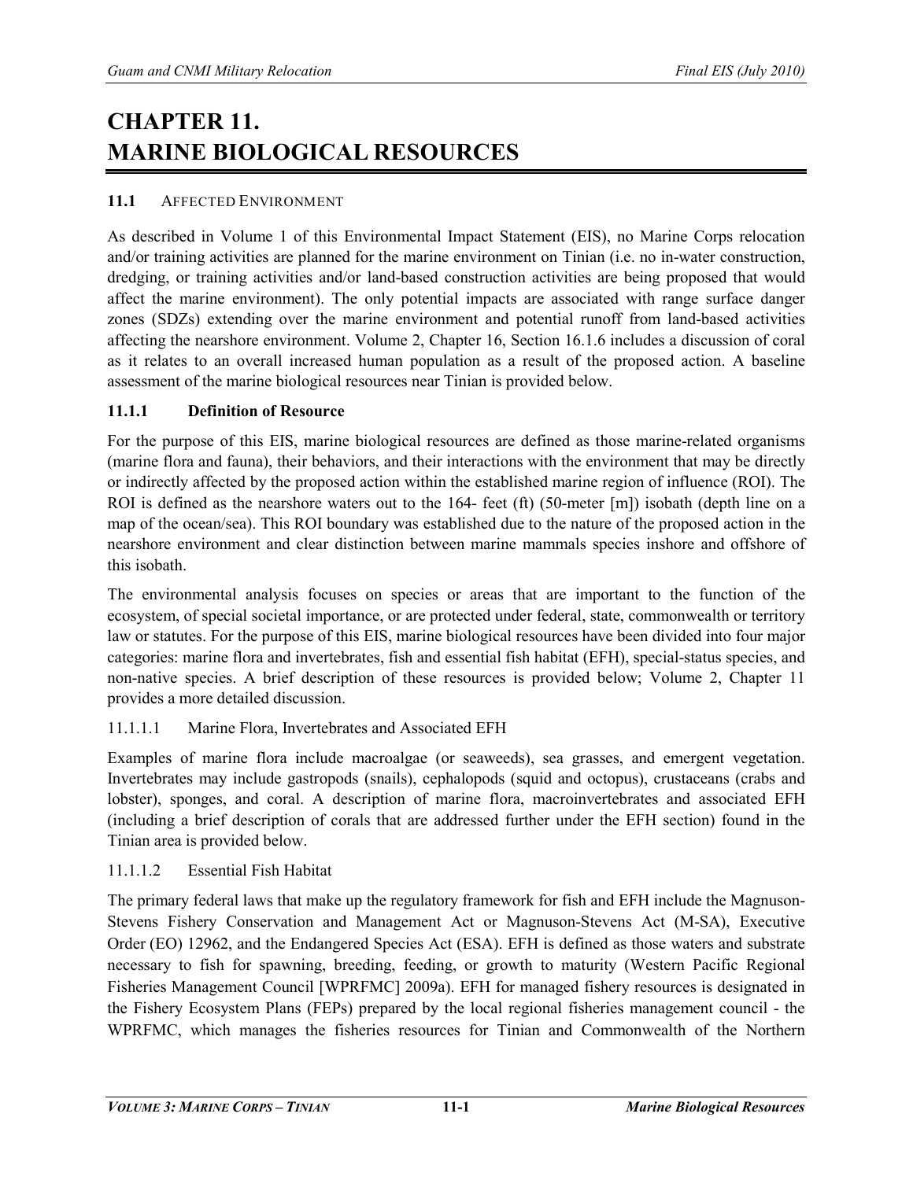# CHAPTER 11. MARINE BIOLOGICAL RESOURCES

## 11.1 AFFECTED ENVIRONMENT

As described in Volume 1 of this Environmental Impact Statement (EIS), no Marine Corps relocation and/or training activities are planned for the marine environment on Tinian (i.e. no in-water construction, dredging, or training activities and/or land-based construction activities are being proposed that would affect the marine environment). The only potential impacts are associated with range surface danger zones (SDZs) extending over the marine environment and potential runoff from land-based activities affecting the nearshore environment. Volume 2, Chapter 16, Section 16.1.6 includes a discussion of coral as it relates to an overall increased human population as a result of the proposed action. A baseline assessment of the marine biological resources near Tinian is provided below.

### 11.1.1 Definition of Resource

For the purpose of this EIS, marine biological resources are defined as those marine-related organisms (marine flora and fauna), their behaviors, and their interactions with the environment that may be directly or indirectly affected by the proposed action within the established marine region of influence (ROI). The ROI is defined as the nearshore waters out to the 164- feet (ft) (50-meter [m]) isobath (depth line on a map of the ocean/sea). This ROI boundary was established due to the nature of the proposed action in the nearshore environment and clear distinction between marine mammals species inshore and offshore of this isobath.

The environmental analysis focuses on species or areas that are important to the function of the ecosystem, of special societal importance, or are protected under federal, state, commonwealth or territory law or statutes. For the purpose of this EIS, marine biological resources have been divided into four major categories: marine flora and invertebrates, fish and essential fish habitat (EFH), special-status species, and non-native species. A brief description of these resources is provided below; Volume 2, Chapter 11 provides a more detailed discussion.

#### 11.1.1.1 Marine Flora, Invertebrates and Associated EFH

Examples of marine flora include macroalgae (or seaweeds), sea grasses, and emergent vegetation. Invertebrates may include gastropods (snails), cephalopods (squid and octopus), crustaceans (crabs and lobster), sponges, and coral. A description of marine flora, macroinvertebrates and associated EFH (including a brief description of corals that are addressed further under the EFH section) found in the Tinian area is provided below.

#### 11.1.1.2 Essential Fish Habitat

The primary federal laws that make up the regulatory framework for fish and EFH include the Magnuson-Stevens Fishery Conservation and Management Act or Magnuson-Stevens Act (M-SA), Executive Order (EO) 12962, and the Endangered Species Act (ESA). EFH is defined as those waters and substrate necessary to fish for spawning, breeding, feeding, or growth to maturity (Western Pacific Regional Fisheries Management Council [WPRFMC] 2009a). EFH for managed fishery resources is designated in the Fishery Ecosystem Plans (FEPs) prepared by the local regional fisheries management council - the WPRFMC, which manages the fisheries resources for Tinian and Commonwealth of the Northern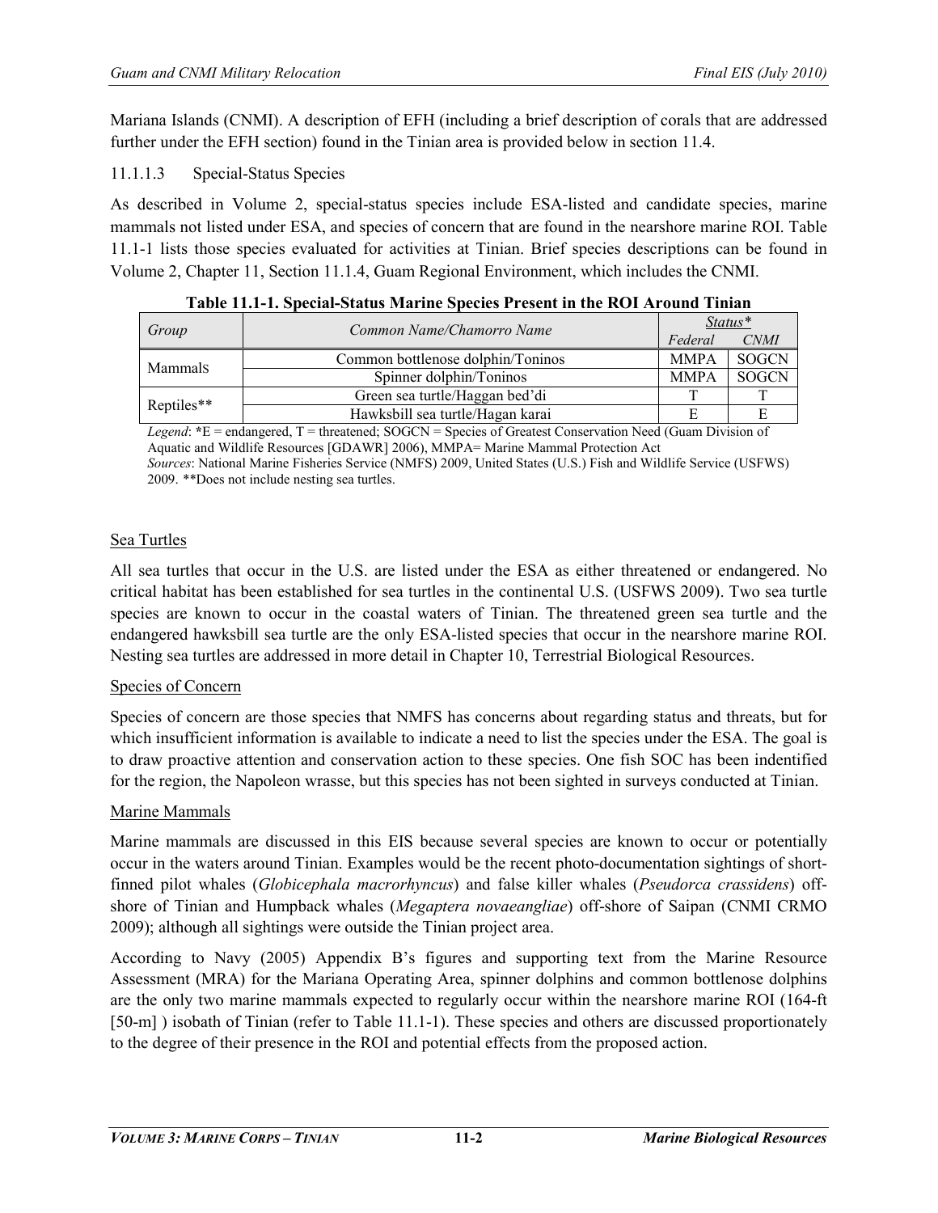Mariana Islands (CNMI). A description of EFH (including a brief description of corals that are addressed further under the EFH section) found in the Tinian area is provided below in section 11.4.

### 11.1.1.3 Special-Status Species

As described in Volume 2, special-status species include ESA-listed and candidate species, marine mammals not listed under ESA, and species of concern that are found in the nearshore marine ROI. Table 11.1-1 lists those species evaluated for activities at Tinian. Brief species descriptions can be found in Volume 2, Chapter 11, Section 11.1.4, Guam Regional Environment, which includes the CNMI.

**Table 11.1-1. Special-Status Marine Species Present in the ROI Around Tinian**

| *Group* | *Common Name/Chamorro Name* | *Status\** | |
|---|---|---|---|
| | | *Federal* | *CNMI* |
| Mammals | Common bottlenose dolphin/Toninos | MMPA | SOGCN |
| | Spinner dolphin/Toninos | MMPA | SOGCN |
| Reptiles** | Green sea turtle/Haggan bed'di | T | T |
| | Hawksbill sea turtle/Hagan karai | E | E |

*Legend*: *E = endangered, T = threatened; SOGCN = Species of Greatest Conservation Need (Guam Division of Aquatic and Wildlife Resources [GDAWR] 2006), MMPA= Marine Mammal Protection Act
*Sources*: National Marine Fisheries Service (NMFS) 2009, United States (U.S.) Fish and Wildlife Service (USFWS) 2009. **Does not include nesting sea turtles.

#### Sea Turtles

All sea turtles that occur in the U.S. are listed under the ESA as either threatened or endangered. No critical habitat has been established for sea turtles in the continental U.S. (USFWS 2009). Two sea turtle species are known to occur in the coastal waters of Tinian. The threatened green sea turtle and the endangered hawksbill sea turtle are the only ESA-listed species that occur in the nearshore marine ROI. Nesting sea turtles are addressed in more detail in Chapter 10, Terrestrial Biological Resources.

#### Species of Concern

Species of concern are those species that NMFS has concerns about regarding status and threats, but for which insufficient information is available to indicate a need to list the species under the ESA. The goal is to draw proactive attention and conservation action to these species. One fish SOC has been indentified for the region, the Napoleon wrasse, but this species has not been sighted in surveys conducted at Tinian.

#### Marine Mammals

Marine mammals are discussed in this EIS because several species are known to occur or potentially occur in the waters around Tinian. Examples would be the recent photo-documentation sightings of short-finned pilot whales (*Globicephala macrorhyncus*) and false killer whales (*Pseudorca crassidens*) off-shore of Tinian and Humpback whales (*Megaptera novaeangliae*) off-shore of Saipan (CNMI CRMO 2009); although all sightings were outside the Tinian project area.

According to Navy (2005) Appendix B's figures and supporting text from the Marine Resource Assessment (MRA) for the Mariana Operating Area, spinner dolphins and common bottlenose dolphins are the only two marine mammals expected to regularly occur within the nearshore marine ROI (164-ft [50-m] ) isobath of Tinian (refer to Table 11.1-1). These species and others are discussed proportionately to the degree of their presence in the ROI and potential effects from the proposed action.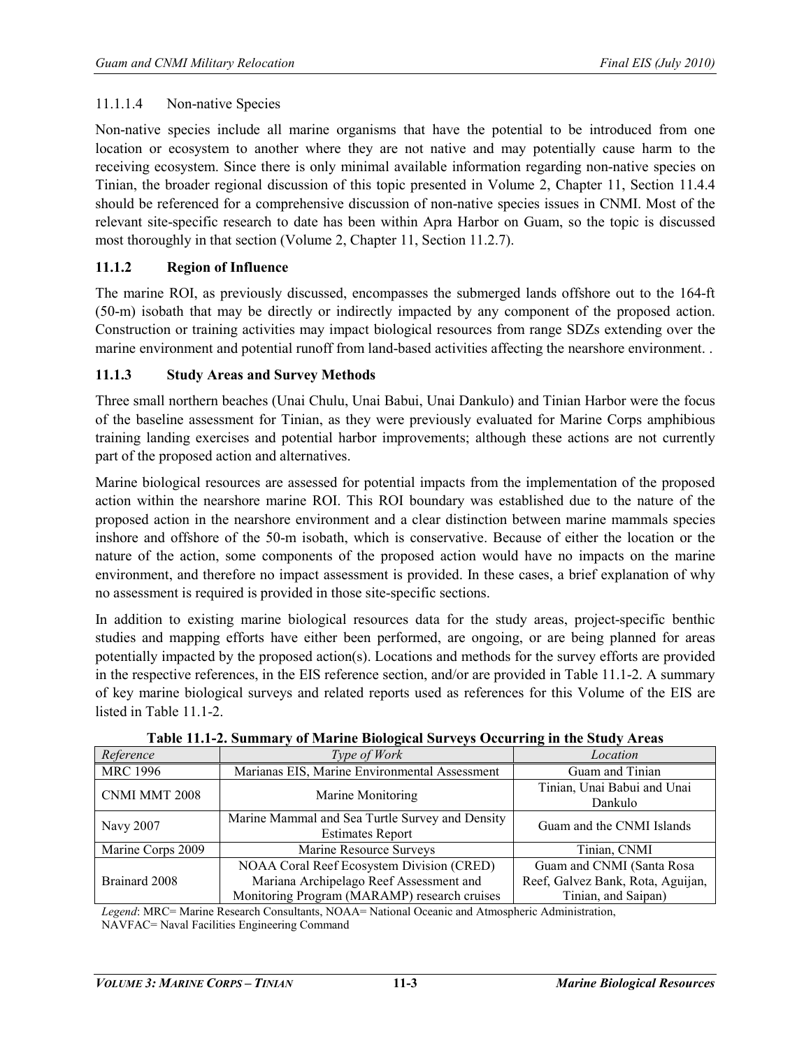#### 11.1.1.4 Non-native Species

Non-native species include all marine organisms that have the potential to be introduced from one location or ecosystem to another where they are not native and may potentially cause harm to the receiving ecosystem. Since there is only minimal available information regarding non-native species on Tinian, the broader regional discussion of this topic presented in Volume 2, Chapter 11, Section 11.4.4 should be referenced for a comprehensive discussion of non-native species issues in CNMI. Most of the relevant site-specific research to date has been within Apra Harbor on Guam, so the topic is discussed most thoroughly in that section (Volume 2, Chapter 11, Section 11.2.7).

### 11.1.2 Region of Influence

The marine ROI, as previously discussed, encompasses the submerged lands offshore out to the 164-ft (50-m) isobath that may be directly or indirectly impacted by any component of the proposed action. Construction or training activities may impact biological resources from range SDZs extending over the marine environment and potential runoff from land-based activities affecting the nearshore environment. .

### 11.1.3 Study Areas and Survey Methods

Three small northern beaches (Unai Chulu, Unai Babui, Unai Dankulo) and Tinian Harbor were the focus of the baseline assessment for Tinian, as they were previously evaluated for Marine Corps amphibious training landing exercises and potential harbor improvements; although these actions are not currently part of the proposed action and alternatives.

Marine biological resources are assessed for potential impacts from the implementation of the proposed action within the nearshore marine ROI. This ROI boundary was established due to the nature of the proposed action in the nearshore environment and a clear distinction between marine mammals species inshore and offshore of the 50-m isobath, which is conservative. Because of either the location or the nature of the action, some components of the proposed action would have no impacts on the marine environment, and therefore no impact assessment is provided. In these cases, a brief explanation of why no assessment is required is provided in those site-specific sections.

In addition to existing marine biological resources data for the study areas, project-specific benthic studies and mapping efforts have either been performed, are ongoing, or are being planned for areas potentially impacted by the proposed action(s). Locations and methods for the survey efforts are provided in the respective references, in the EIS reference section, and/or are provided in Table 11.1-2. A summary of key marine biological surveys and related reports used as references for this Volume of the EIS are listed in Table 11.1-2.

**Table 11.1-2. Summary of Marine Biological Surveys Occurring in the Study Areas**

| *Reference* | *Type of Work* | *Location* |
|---|---|---|
| MRC 1996 | Marianas EIS, Marine Environmental Assessment | Guam and Tinian |
| CNMI MMT 2008 | Marine Monitoring | Tinian, Unai Babui and Unai Dankulo |
| Navy 2007 | Marine Mammal and Sea Turtle Survey and Density Estimates Report | Guam and the CNMI Islands |
| Marine Corps 2009 | Marine Resource Surveys | Tinian, CNMI |
| Brainard 2008 | NOAA Coral Reef Ecosystem Division (CRED) Mariana Archipelago Reef Assessment and Monitoring Program (MARAMP) research cruises | Guam and CNMI (Santa Rosa Reef, Galvez Bank, Rota, Aguijan, Tinian, and Saipan) |

*Legend*: MRC= Marine Research Consultants, NOAA= National Oceanic and Atmospheric Administration, NAVFAC= Naval Facilities Engineering Command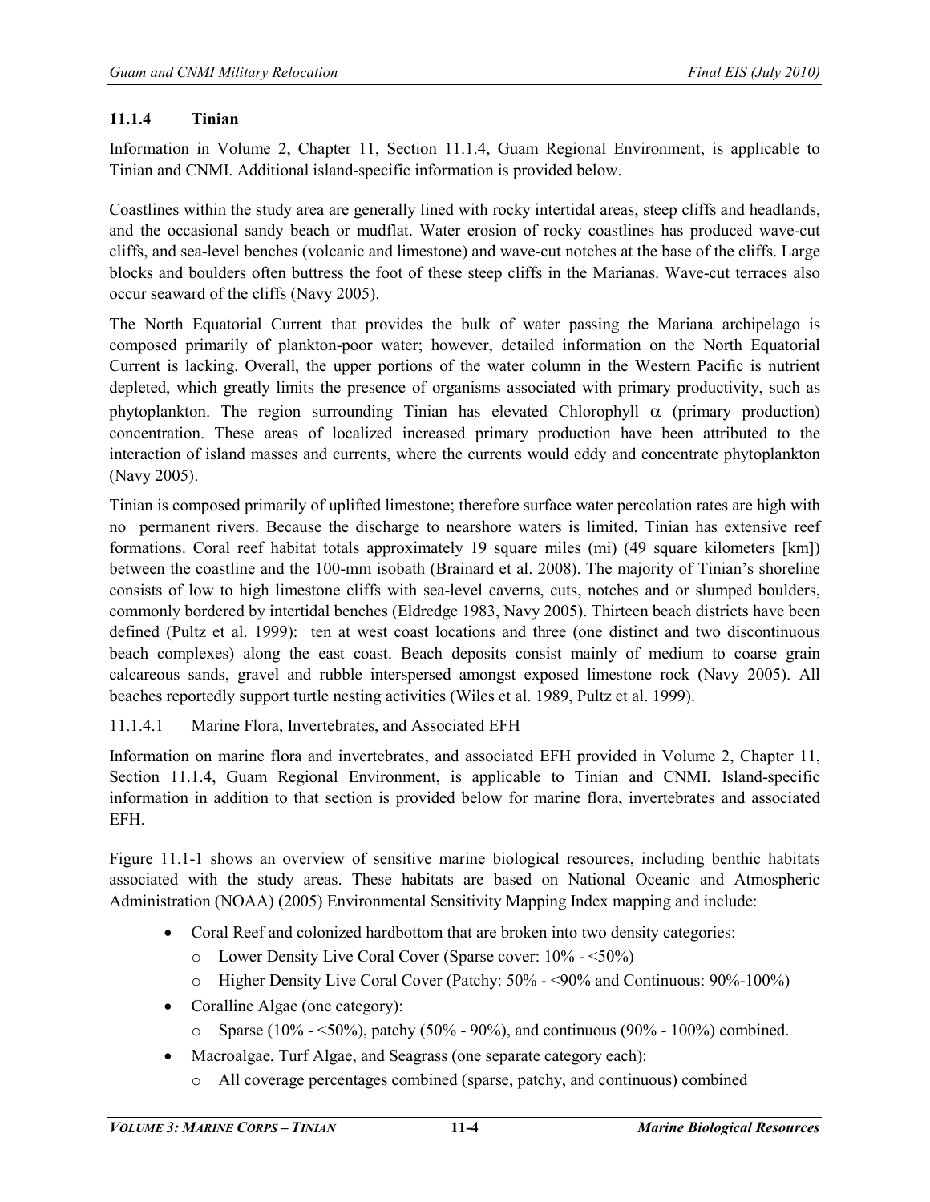### 11.1.4 Tinian

Information in Volume 2, Chapter 11, Section 11.1.4, Guam Regional Environment, is applicable to Tinian and CNMI. Additional island-specific information is provided below.

Coastlines within the study area are generally lined with rocky intertidal areas, steep cliffs and headlands, and the occasional sandy beach or mudflat. Water erosion of rocky coastlines has produced wave-cut cliffs, and sea-level benches (volcanic and limestone) and wave-cut notches at the base of the cliffs. Large blocks and boulders often buttress the foot of these steep cliffs in the Marianas. Wave-cut terraces also occur seaward of the cliffs (Navy 2005).

The North Equatorial Current that provides the bulk of water passing the Mariana archipelago is composed primarily of plankton-poor water; however, detailed information on the North Equatorial Current is lacking. Overall, the upper portions of the water column in the Western Pacific is nutrient depleted, which greatly limits the presence of organisms associated with primary productivity, such as phytoplankton. The region surrounding Tinian has elevated Chlorophyll $\alpha$ (primary production) concentration. These areas of localized increased primary production have been attributed to the interaction of island masses and currents, where the currents would eddy and concentrate phytoplankton (Navy 2005).

Tinian is composed primarily of uplifted limestone; therefore surface water percolation rates are high with no permanent rivers. Because the discharge to nearshore waters is limited, Tinian has extensive reef formations. Coral reef habitat totals approximately 19 square miles (mi) (49 square kilometers [km]) between the coastline and the 100-mm isobath (Brainard et al. 2008). The majority of Tinian's shoreline consists of low to high limestone cliffs with sea-level caverns, cuts, notches and or slumped boulders, commonly bordered by intertidal benches (Eldredge 1983, Navy 2005). Thirteen beach districts have been defined (Pultz et al. 1999): ten at west coast locations and three (one distinct and two discontinuous beach complexes) along the east coast. Beach deposits consist mainly of medium to coarse grain calcareous sands, gravel and rubble interspersed amongst exposed limestone rock (Navy 2005). All beaches reportedly support turtle nesting activities (Wiles et al. 1989, Pultz et al. 1999).

#### 11.1.4.1 Marine Flora, Invertebrates, and Associated EFH

Information on marine flora and invertebrates, and associated EFH provided in Volume 2, Chapter 11, Section 11.1.4, Guam Regional Environment, is applicable to Tinian and CNMI. Island-specific information in addition to that section is provided below for marine flora, invertebrates and associated EFH.

Figure 11.1-1 shows an overview of sensitive marine biological resources, including benthic habitats associated with the study areas. These habitats are based on National Oceanic and Atmospheric Administration (NOAA) (2005) Environmental Sensitivity Mapping Index mapping and include:

- Coral Reef and colonized hardbottom that are broken into two density categories:
  - Lower Density Live Coral Cover (Sparse cover: 10% - <50%)
  - Higher Density Live Coral Cover (Patchy: 50% - <90% and Continuous: 90%-100%)
- Coralline Algae (one category):
  - Sparse (10% - <50%), patchy (50% - 90%), and continuous (90% - 100%) combined.
- Macroalgae, Turf Algae, and Seagrass (one separate category each):
  - All coverage percentages combined (sparse, patchy, and continuous) combined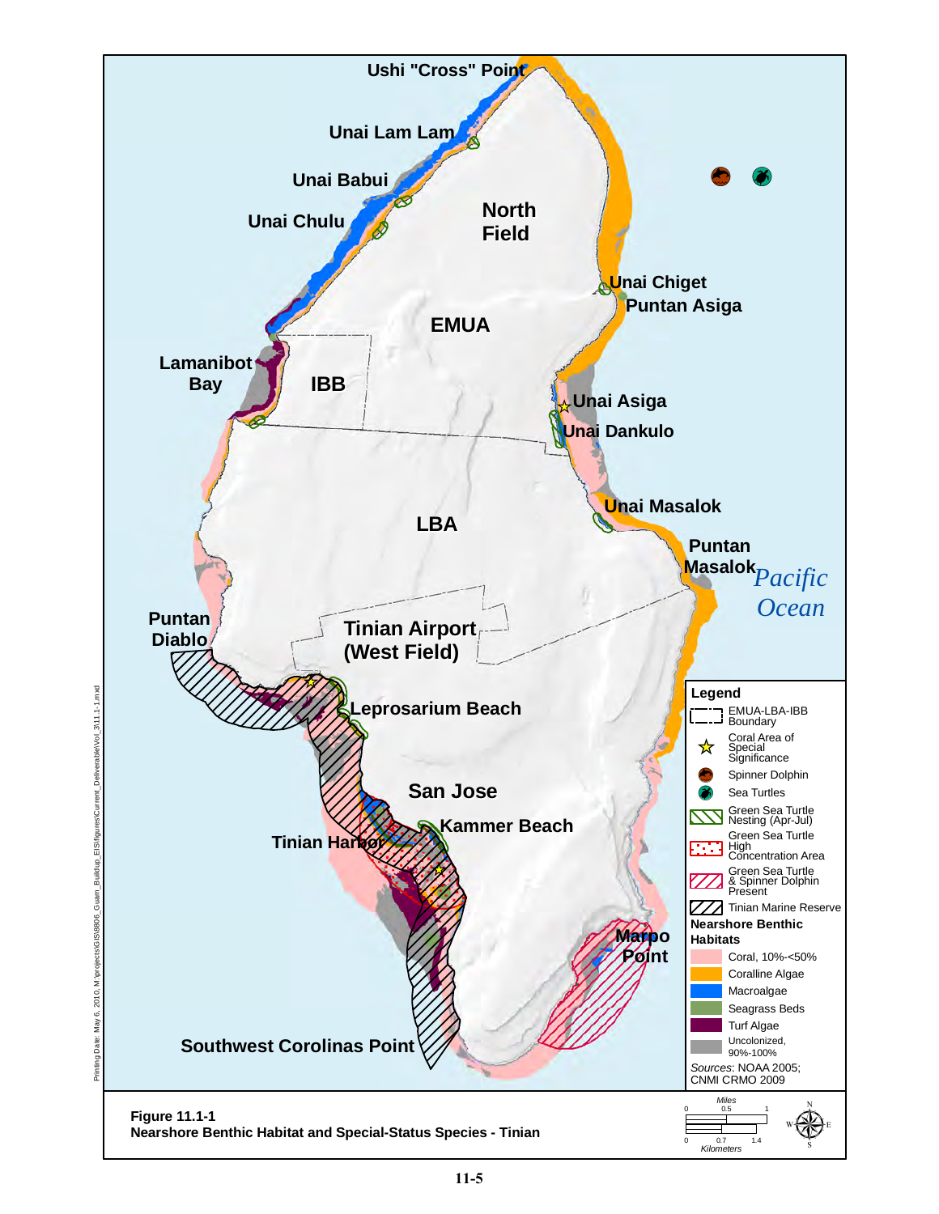Ushi "Cross" Point

Unai Lam Lam

Unai Babui

Unai Chulu

North Field

Unai Chiget

Puntan Asiga

EMUA

Lamanibot Bay

IBB

Unai Asiga

Unai Dankulo

Unai Masalok

LBA

Puntan Masalok

*Pacific Ocean*

Puntan Diablo

Tinian Airport (West Field)

Leprosarium Beach

San Jose

Kammer Beach

Tinian Harbor

Marpo Point

Southwest Corolinas Point

**Legend**

- EMUA-LBA-IBB Boundary
- Coral Area of Special Significance
- Spinner Dolphin
- Sea Turtles
- Green Sea Turtle Nesting (Apr-Jul)
- Green Sea Turtle High Concentration Area
- Green Sea Turtle & Spinner Dolphin Present
- Tinian Marine Reserve

**Nearshore Benthic Habitats**

- Coral, 10%-<50%
- Coralline Algae
- Macroalgae
- Seagrass Beds
- Turf Algae
- Uncolonized, 90%-100%

*Sources*: NOAA 2005; CNMI CRMO 2009

Miles: 0, 0.5, 1

Kilometers: 0, 0.7, 1.4

Printing Date: May 6, 2010, M:\projects\GIS\8806_Guam_Buildup_EIS\figures\Current_Deliverable\Vol_3\11.1-1.mxd

**Figure 11.1-1**
**Nearshore Benthic Habitat and Special-Status Species - Tinian**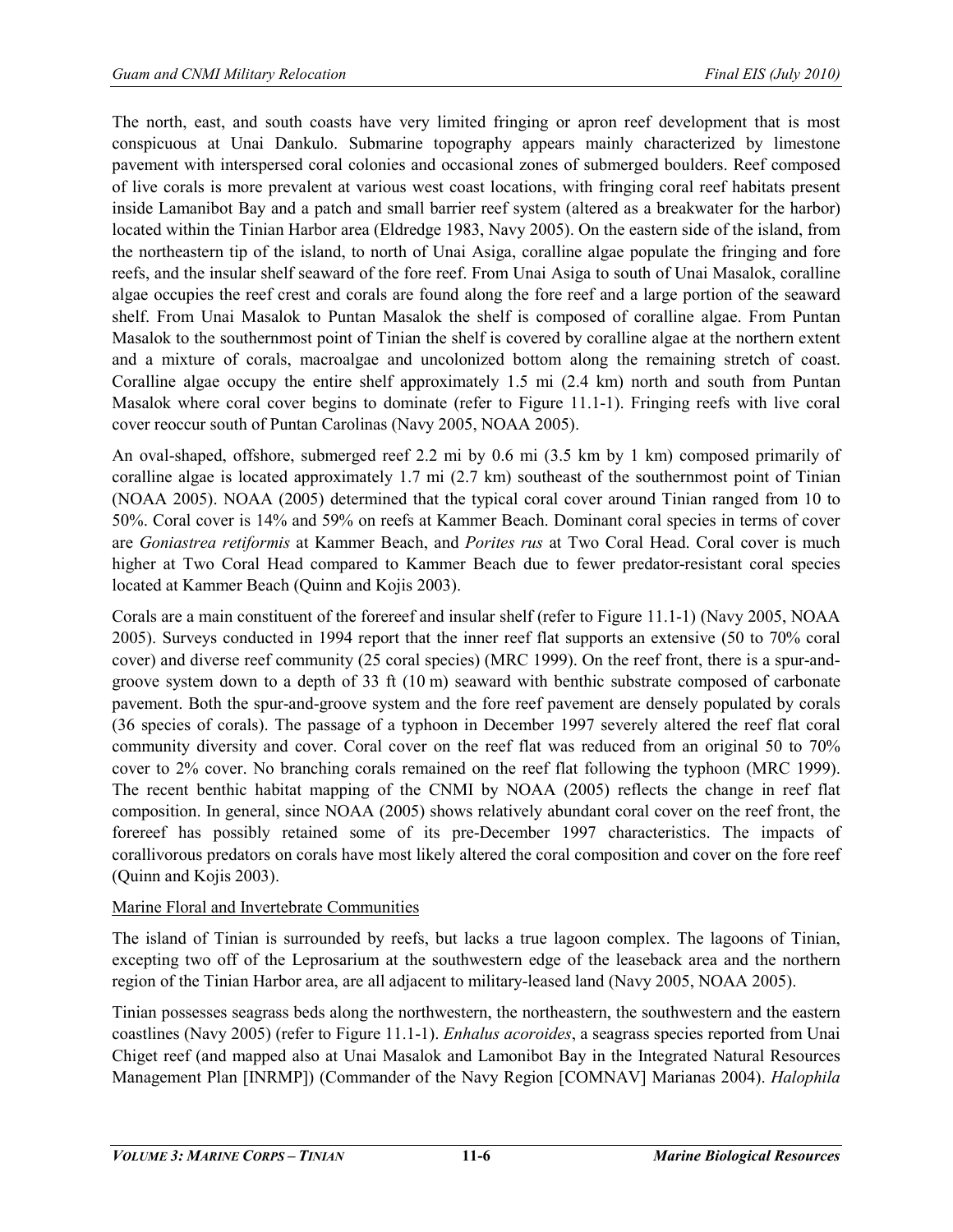The north, east, and south coasts have very limited fringing or apron reef development that is most conspicuous at Unai Dankulo. Submarine topography appears mainly characterized by limestone pavement with interspersed coral colonies and occasional zones of submerged boulders. Reef composed of live corals is more prevalent at various west coast locations, with fringing coral reef habitats present inside Lamanibot Bay and a patch and small barrier reef system (altered as a breakwater for the harbor) located within the Tinian Harbor area (Eldredge 1983, Navy 2005). On the eastern side of the island, from the northeastern tip of the island, to north of Unai Asiga, coralline algae populate the fringing and fore reefs, and the insular shelf seaward of the fore reef. From Unai Asiga to south of Unai Masalok, coralline algae occupies the reef crest and corals are found along the fore reef and a large portion of the seaward shelf. From Unai Masalok to Puntan Masalok the shelf is composed of coralline algae. From Puntan Masalok to the southernmost point of Tinian the shelf is covered by coralline algae at the northern extent and a mixture of corals, macroalgae and uncolonized bottom along the remaining stretch of coast. Coralline algae occupy the entire shelf approximately 1.5 mi (2.4 km) north and south from Puntan Masalok where coral cover begins to dominate (refer to Figure 11.1-1). Fringing reefs with live coral cover reoccur south of Puntan Carolinas (Navy 2005, NOAA 2005).

An oval-shaped, offshore, submerged reef 2.2 mi by 0.6 mi (3.5 km by 1 km) composed primarily of coralline algae is located approximately 1.7 mi (2.7 km) southeast of the southernmost point of Tinian (NOAA 2005). NOAA (2005) determined that the typical coral cover around Tinian ranged from 10 to 50%. Coral cover is 14% and 59% on reefs at Kammer Beach. Dominant coral species in terms of cover are *Goniastrea retiformis* at Kammer Beach, and *Porites rus* at Two Coral Head. Coral cover is much higher at Two Coral Head compared to Kammer Beach due to fewer predator-resistant coral species located at Kammer Beach (Quinn and Kojis 2003).

Corals are a main constituent of the forereef and insular shelf (refer to Figure 11.1-1) (Navy 2005, NOAA 2005). Surveys conducted in 1994 report that the inner reef flat supports an extensive (50 to 70% coral cover) and diverse reef community (25 coral species) (MRC 1999). On the reef front, there is a spur-and-groove system down to a depth of 33 ft (10 m) seaward with benthic substrate composed of carbonate pavement. Both the spur-and-groove system and the fore reef pavement are densely populated by corals (36 species of corals). The passage of a typhoon in December 1997 severely altered the reef flat coral community diversity and cover. Coral cover on the reef flat was reduced from an original 50 to 70% cover to 2% cover. No branching corals remained on the reef flat following the typhoon (MRC 1999). The recent benthic habitat mapping of the CNMI by NOAA (2005) reflects the change in reef flat composition. In general, since NOAA (2005) shows relatively abundant coral cover on the reef front, the forereef has possibly retained some of its pre-December 1997 characteristics. The impacts of corallivorous predators on corals have most likely altered the coral composition and cover on the fore reef (Quinn and Kojis 2003).

Marine Floral and Invertebrate Communities

The island of Tinian is surrounded by reefs, but lacks a true lagoon complex. The lagoons of Tinian, excepting two off of the Leprosarium at the southwestern edge of the leaseback area and the northern region of the Tinian Harbor area, are all adjacent to military-leased land (Navy 2005, NOAA 2005).

Tinian possesses seagrass beds along the northwestern, the northeastern, the southwestern and the eastern coastlines (Navy 2005) (refer to Figure 11.1-1). *Enhalus acoroides*, a seagrass species reported from Unai Chiget reef (and mapped also at Unai Masalok and Lamonibot Bay in the Integrated Natural Resources Management Plan [INRMP]) (Commander of the Navy Region [COMNAV] Marianas 2004). *Halophila*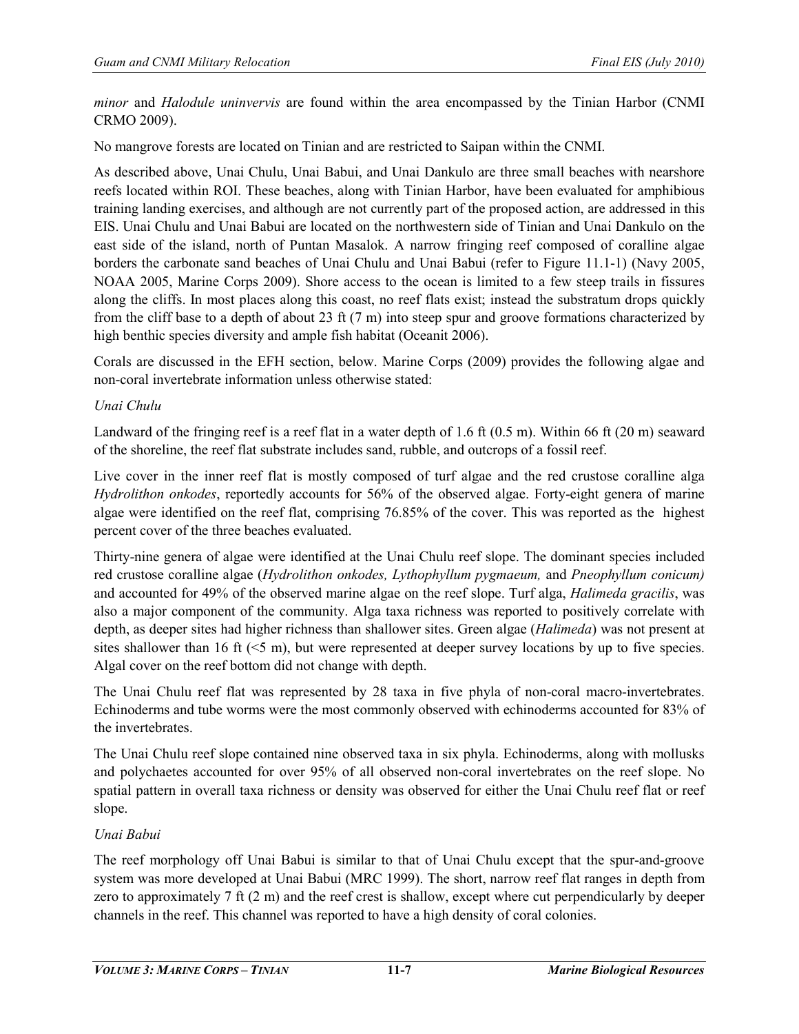*minor* and *Halodule uninvervis* are found within the area encompassed by the Tinian Harbor (CNMI CRMO 2009).

No mangrove forests are located on Tinian and are restricted to Saipan within the CNMI.

As described above, Unai Chulu, Unai Babui, and Unai Dankulo are three small beaches with nearshore reefs located within ROI. These beaches, along with Tinian Harbor, have been evaluated for amphibious training landing exercises, and although are not currently part of the proposed action, are addressed in this EIS. Unai Chulu and Unai Babui are located on the northwestern side of Tinian and Unai Dankulo on the east side of the island, north of Puntan Masalok. A narrow fringing reef composed of coralline algae borders the carbonate sand beaches of Unai Chulu and Unai Babui (refer to Figure 11.1-1) (Navy 2005, NOAA 2005, Marine Corps 2009). Shore access to the ocean is limited to a few steep trails in fissures along the cliffs. In most places along this coast, no reef flats exist; instead the substratum drops quickly from the cliff base to a depth of about 23 ft (7 m) into steep spur and groove formations characterized by high benthic species diversity and ample fish habitat (Oceanit 2006).

Corals are discussed in the EFH section, below. Marine Corps (2009) provides the following algae and non-coral invertebrate information unless otherwise stated:

*Unai Chulu*

Landward of the fringing reef is a reef flat in a water depth of 1.6 ft (0.5 m). Within 66 ft (20 m) seaward of the shoreline, the reef flat substrate includes sand, rubble, and outcrops of a fossil reef.

Live cover in the inner reef flat is mostly composed of turf algae and the red crustose coralline alga *Hydrolithon onkodes*, reportedly accounts for 56% of the observed algae. Forty-eight genera of marine algae were identified on the reef flat, comprising 76.85% of the cover. This was reported as the highest percent cover of the three beaches evaluated.

Thirty-nine genera of algae were identified at the Unai Chulu reef slope. The dominant species included red crustose coralline algae (*Hydrolithon onkodes, Lythophyllum pygmaeum,* and *Pneophyllum conicum)* and accounted for 49% of the observed marine algae on the reef slope. Turf alga, *Halimeda gracilis*, was also a major component of the community. Alga taxa richness was reported to positively correlate with depth, as deeper sites had higher richness than shallower sites. Green algae (*Halimeda*) was not present at sites shallower than 16 ft (<5 m), but were represented at deeper survey locations by up to five species. Algal cover on the reef bottom did not change with depth.

The Unai Chulu reef flat was represented by 28 taxa in five phyla of non-coral macro-invertebrates. Echinoderms and tube worms were the most commonly observed with echinoderms accounted for 83% of the invertebrates.

The Unai Chulu reef slope contained nine observed taxa in six phyla. Echinoderms, along with mollusks and polychaetes accounted for over 95% of all observed non-coral invertebrates on the reef slope. No spatial pattern in overall taxa richness or density was observed for either the Unai Chulu reef flat or reef slope.

*Unai Babui*

The reef morphology off Unai Babui is similar to that of Unai Chulu except that the spur-and-groove system was more developed at Unai Babui (MRC 1999). The short, narrow reef flat ranges in depth from zero to approximately 7 ft (2 m) and the reef crest is shallow, except where cut perpendicularly by deeper channels in the reef. This channel was reported to have a high density of coral colonies.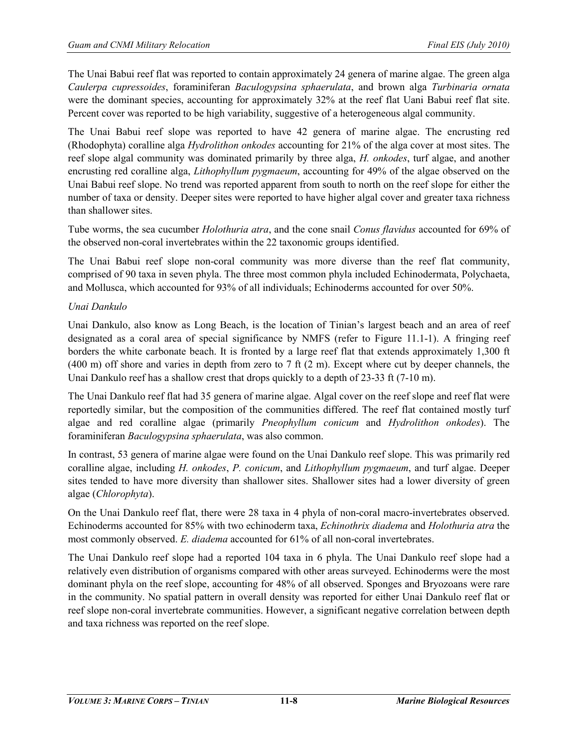The Unai Babui reef flat was reported to contain approximately 24 genera of marine algae. The green alga *Caulerpa cupressoides*, foraminiferan *Baculogypsina sphaerulata*, and brown alga *Turbinaria ornata* were the dominant species, accounting for approximately 32% at the reef flat Uani Babui reef flat site. Percent cover was reported to be high variability, suggestive of a heterogeneous algal community.

The Unai Babui reef slope was reported to have 42 genera of marine algae. The encrusting red (Rhodophyta) coralline alga *Hydrolithon onkodes* accounting for 21% of the alga cover at most sites. The reef slope algal community was dominated primarily by three alga, *H. onkodes*, turf algae, and another encrusting red coralline alga, *Lithophyllum pygmaeum*, accounting for 49% of the algae observed on the Unai Babui reef slope. No trend was reported apparent from south to north on the reef slope for either the number of taxa or density. Deeper sites were reported to have higher algal cover and greater taxa richness than shallower sites.

Tube worms, the sea cucumber *Holothuria atra*, and the cone snail *Conus flavidus* accounted for 69% of the observed non-coral invertebrates within the 22 taxonomic groups identified.

The Unai Babui reef slope non-coral community was more diverse than the reef flat community, comprised of 90 taxa in seven phyla. The three most common phyla included Echinodermata, Polychaeta, and Mollusca, which accounted for 93% of all individuals; Echinoderms accounted for over 50%.

*Unai Dankulo*

Unai Dankulo, also know as Long Beach, is the location of Tinian's largest beach and an area of reef designated as a coral area of special significance by NMFS (refer to Figure 11.1-1). A fringing reef borders the white carbonate beach. It is fronted by a large reef flat that extends approximately 1,300 ft (400 m) off shore and varies in depth from zero to 7 ft (2 m). Except where cut by deeper channels, the Unai Dankulo reef has a shallow crest that drops quickly to a depth of 23-33 ft (7-10 m).

The Unai Dankulo reef flat had 35 genera of marine algae. Algal cover on the reef slope and reef flat were reportedly similar, but the composition of the communities differed. The reef flat contained mostly turf algae and red coralline algae (primarily *Pneophyllum conicum* and *Hydrolithon onkodes*). The foraminiferan *Baculogypsina sphaerulata*, was also common.

In contrast, 53 genera of marine algae were found on the Unai Dankulo reef slope. This was primarily red coralline algae, including *H. onkodes*, *P. conicum*, and *Lithophyllum pygmaeum*, and turf algae. Deeper sites tended to have more diversity than shallower sites. Shallower sites had a lower diversity of green algae (*Chlorophyta*).

On the Unai Dankulo reef flat, there were 28 taxa in 4 phyla of non-coral macro-invertebrates observed. Echinoderms accounted for 85% with two echinoderm taxa, *Echinothrix diadema* and *Holothuria atra* the most commonly observed. *E. diadema* accounted for 61% of all non-coral invertebrates.

The Unai Dankulo reef slope had a reported 104 taxa in 6 phyla. The Unai Dankulo reef slope had a relatively even distribution of organisms compared with other areas surveyed. Echinoderms were the most dominant phyla on the reef slope, accounting for 48% of all observed. Sponges and Bryozoans were rare in the community. No spatial pattern in overall density was reported for either Unai Dankulo reef flat or reef slope non-coral invertebrate communities. However, a significant negative correlation between depth and taxa richness was reported on the reef slope.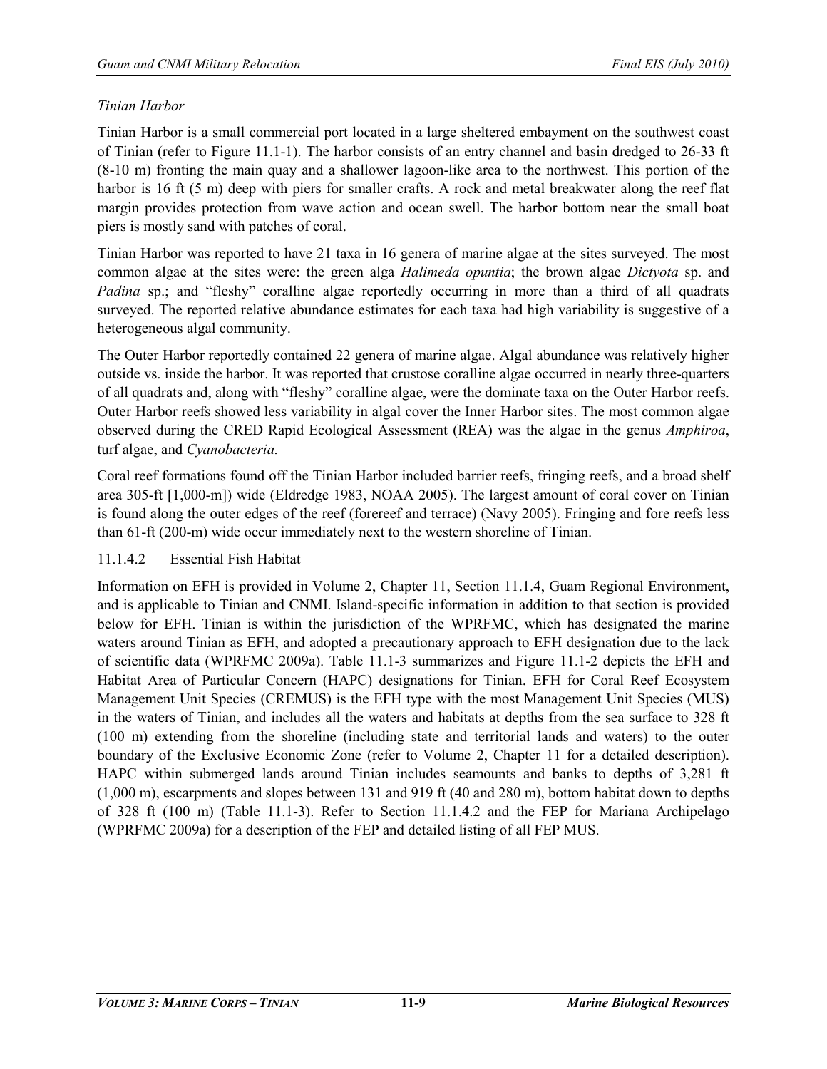*Tinian Harbor*

Tinian Harbor is a small commercial port located in a large sheltered embayment on the southwest coast of Tinian (refer to Figure 11.1-1). The harbor consists of an entry channel and basin dredged to 26-33 ft (8-10 m) fronting the main quay and a shallower lagoon-like area to the northwest. This portion of the harbor is 16 ft (5 m) deep with piers for smaller crafts. A rock and metal breakwater along the reef flat margin provides protection from wave action and ocean swell. The harbor bottom near the small boat piers is mostly sand with patches of coral.

Tinian Harbor was reported to have 21 taxa in 16 genera of marine algae at the sites surveyed. The most common algae at the sites were: the green alga *Halimeda opuntia*; the brown algae *Dictyota* sp. and *Padina* sp.; and "fleshy" coralline algae reportedly occurring in more than a third of all quadrats surveyed. The reported relative abundance estimates for each taxa had high variability is suggestive of a heterogeneous algal community.

The Outer Harbor reportedly contained 22 genera of marine algae. Algal abundance was relatively higher outside vs. inside the harbor. It was reported that crustose coralline algae occurred in nearly three-quarters of all quadrats and, along with "fleshy" coralline algae, were the dominate taxa on the Outer Harbor reefs. Outer Harbor reefs showed less variability in algal cover the Inner Harbor sites. The most common algae observed during the CRED Rapid Ecological Assessment (REA) was the algae in the genus *Amphiroa*, turf algae, and *Cyanobacteria.*

Coral reef formations found off the Tinian Harbor included barrier reefs, fringing reefs, and a broad shelf area 305-ft [1,000-m]) wide (Eldredge 1983, NOAA 2005). The largest amount of coral cover on Tinian is found along the outer edges of the reef (forereef and terrace) (Navy 2005). Fringing and fore reefs less than 61-ft (200-m) wide occur immediately next to the western shoreline of Tinian.

### 11.1.4.2 Essential Fish Habitat

Information on EFH is provided in Volume 2, Chapter 11, Section 11.1.4, Guam Regional Environment, and is applicable to Tinian and CNMI. Island-specific information in addition to that section is provided below for EFH. Tinian is within the jurisdiction of the WPRFMC, which has designated the marine waters around Tinian as EFH, and adopted a precautionary approach to EFH designation due to the lack of scientific data (WPRFMC 2009a). Table 11.1-3 summarizes and Figure 11.1-2 depicts the EFH and Habitat Area of Particular Concern (HAPC) designations for Tinian. EFH for Coral Reef Ecosystem Management Unit Species (CREMUS) is the EFH type with the most Management Unit Species (MUS) in the waters of Tinian, and includes all the waters and habitats at depths from the sea surface to 328 ft (100 m) extending from the shoreline (including state and territorial lands and waters) to the outer boundary of the Exclusive Economic Zone (refer to Volume 2, Chapter 11 for a detailed description). HAPC within submerged lands around Tinian includes seamounts and banks to depths of 3,281 ft (1,000 m), escarpments and slopes between 131 and 919 ft (40 and 280 m), bottom habitat down to depths of 328 ft (100 m) (Table 11.1-3). Refer to Section 11.1.4.2 and the FEP for Mariana Archipelago (WPRFMC 2009a) for a description of the FEP and detailed listing of all FEP MUS.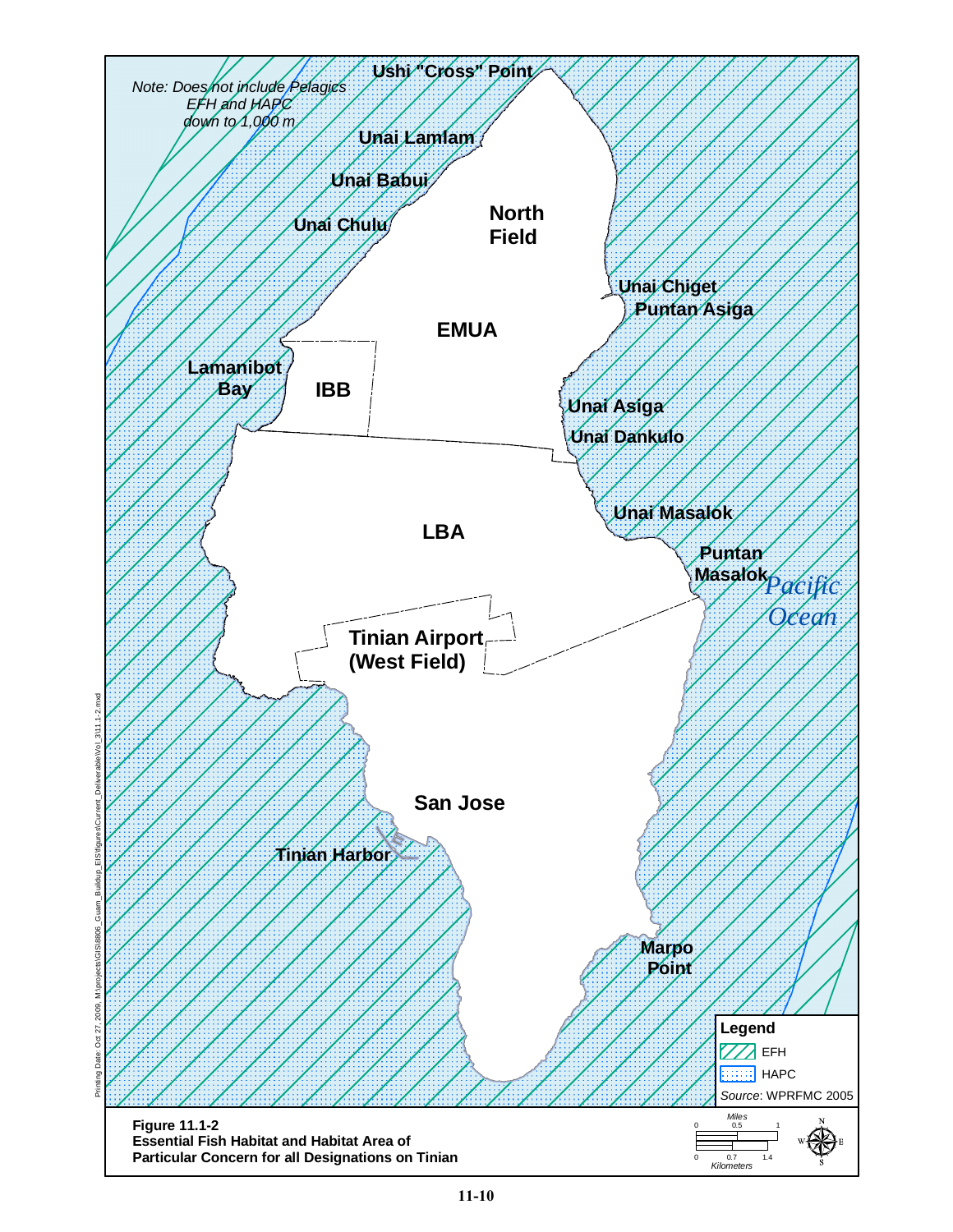Note: Does not include Pelagics EFH and HAPC down to 1,000 m

Ushi "Cross" Point

Unai Lamlam

Unai Babui

Unai Chulu

North Field

Unai Chiget

Puntan Asiga

EMUA

Lamanibot Bay

IBB

Unai Asiga

Unai Dankulo

Unai Masalok

LBA

Puntan Masalok

*Pacific Ocean*

Tinian Airport (West Field)

San Jose

Tinian Harbor

Marpo Point

**Legend**

EFH

HAPC

*Source*: WPRFMC 2005

*Miles* 0 0.5 1

0 0.7 1.4 *Kilometers*

**Figure 11.1-2**
**Essential Fish Habitat and Habitat Area of Particular Concern for all Designations on Tinian**

Printing Date: Oct 27, 2009, M:\projects\GIS\8806_Guam_Buildup_EIS\figures\Current_Deliverable\Vol_3\11.1-2.mxd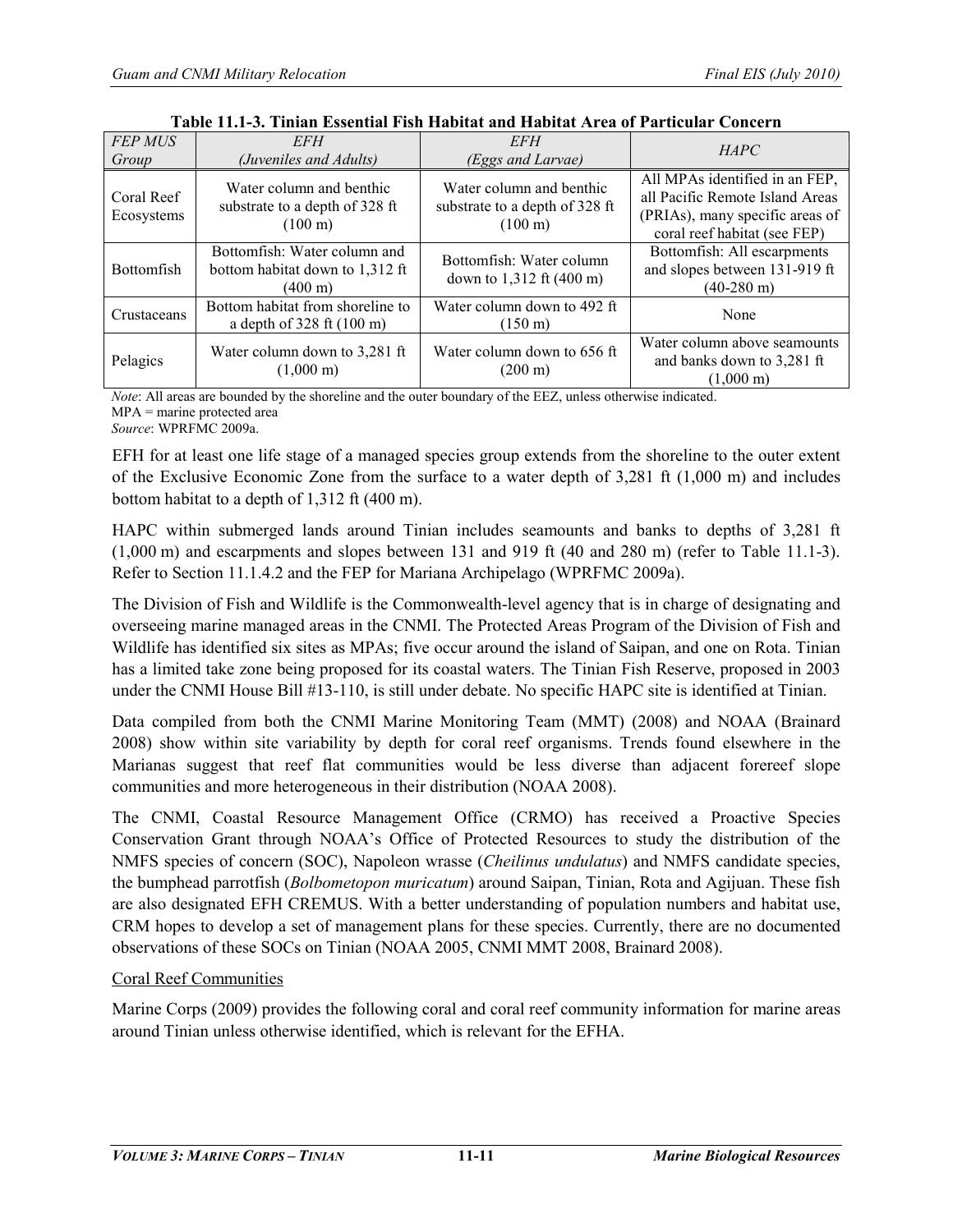**Table 11.1-3. Tinian Essential Fish Habitat and Habitat Area of Particular Concern**

| *FEP MUS Group* | *EFH (Juveniles and Adults)* | *EFH (Eggs and Larvae)* | *HAPC* |
|---|---|---|---|
| Coral Reef Ecosystems | Water column and benthic substrate to a depth of 328 ft (100 m) | Water column and benthic substrate to a depth of 328 ft (100 m) | All MPAs identified in an FEP, all Pacific Remote Island Areas (PRIAs), many specific areas of coral reef habitat (see FEP) |
| Bottomfish | Bottomfish: Water column and bottom habitat down to 1,312 ft (400 m) | Bottomfish: Water column down to 1,312 ft (400 m) | Bottomfish: All escarpments and slopes between 131-919 ft (40-280 m) |
| Crustaceans | Bottom habitat from shoreline to a depth of 328 ft (100 m) | Water column down to 492 ft (150 m) | None |
| Pelagics | Water column down to 3,281 ft (1,000 m) | Water column down to 656 ft (200 m) | Water column above seamounts and banks down to 3,281 ft (1,000 m) |

*Note*: All areas are bounded by the shoreline and the outer boundary of the EEZ, unless otherwise indicated.
MPA = marine protected area
*Source*: WPRFMC 2009a.

EFH for at least one life stage of a managed species group extends from the shoreline to the outer extent of the Exclusive Economic Zone from the surface to a water depth of 3,281 ft (1,000 m) and includes bottom habitat to a depth of 1,312 ft (400 m).

HAPC within submerged lands around Tinian includes seamounts and banks to depths of 3,281 ft (1,000 m) and escarpments and slopes between 131 and 919 ft (40 and 280 m) (refer to Table 11.1-3). Refer to Section 11.1.4.2 and the FEP for Mariana Archipelago (WPRFMC 2009a).

The Division of Fish and Wildlife is the Commonwealth-level agency that is in charge of designating and overseeing marine managed areas in the CNMI. The Protected Areas Program of the Division of Fish and Wildlife has identified six sites as MPAs; five occur around the island of Saipan, and one on Rota. Tinian has a limited take zone being proposed for its coastal waters. The Tinian Fish Reserve, proposed in 2003 under the CNMI House Bill #13-110, is still under debate. No specific HAPC site is identified at Tinian.

Data compiled from both the CNMI Marine Monitoring Team (MMT) (2008) and NOAA (Brainard 2008) show within site variability by depth for coral reef organisms. Trends found elsewhere in the Marianas suggest that reef flat communities would be less diverse than adjacent forereef slope communities and more heterogeneous in their distribution (NOAA 2008).

The CNMI, Coastal Resource Management Office (CRMO) has received a Proactive Species Conservation Grant through NOAA's Office of Protected Resources to study the distribution of the NMFS species of concern (SOC), Napoleon wrasse (*Cheilinus undulatus*) and NMFS candidate species, the bumphead parrotfish (*Bolbometopon muricatum*) around Saipan, Tinian, Rota and Agijuan. These fish are also designated EFH CREMUS. With a better understanding of population numbers and habitat use, CRM hopes to develop a set of management plans for these species. Currently, there are no documented observations of these SOCs on Tinian (NOAA 2005, CNMI MMT 2008, Brainard 2008).

Coral Reef Communities

Marine Corps (2009) provides the following coral and coral reef community information for marine areas around Tinian unless otherwise identified, which is relevant for the EFHA.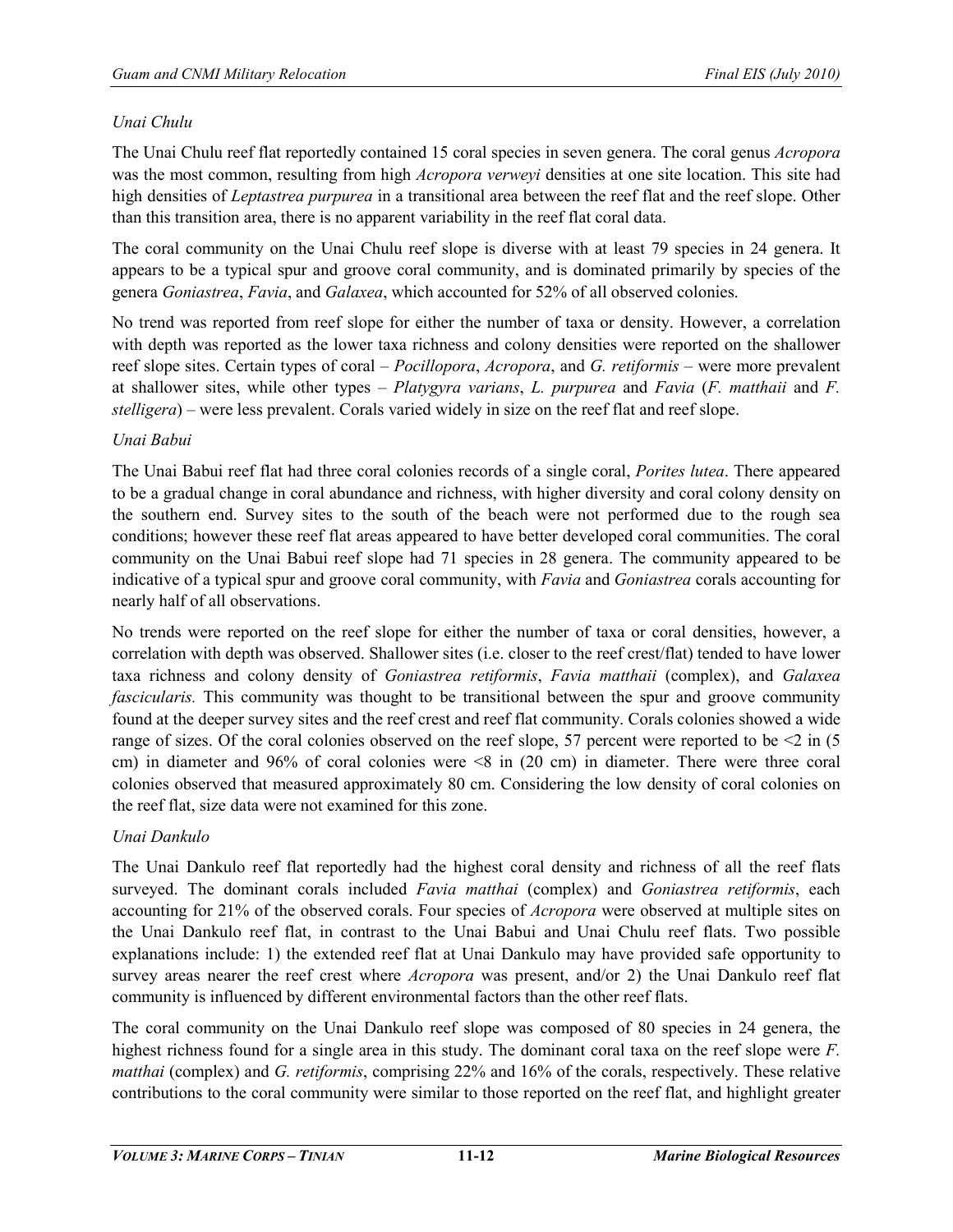*Unai Chulu*

The Unai Chulu reef flat reportedly contained 15 coral species in seven genera. The coral genus *Acropora* was the most common, resulting from high *Acropora verweyi* densities at one site location. This site had high densities of *Leptastrea purpurea* in a transitional area between the reef flat and the reef slope. Other than this transition area, there is no apparent variability in the reef flat coral data.

The coral community on the Unai Chulu reef slope is diverse with at least 79 species in 24 genera. It appears to be a typical spur and groove coral community, and is dominated primarily by species of the genera *Goniastrea*, *Favia*, and *Galaxea*, which accounted for 52% of all observed colonies.

No trend was reported from reef slope for either the number of taxa or density. However, a correlation with depth was reported as the lower taxa richness and colony densities were reported on the shallower reef slope sites. Certain types of coral – *Pocillopora*, *Acropora*, and *G. retiformis* – were more prevalent at shallower sites, while other types – *Platygyra varians*, *L. purpurea* and *Favia* (*F. matthaii* and *F. stelligera*) – were less prevalent. Corals varied widely in size on the reef flat and reef slope.

*Unai Babui*

The Unai Babui reef flat had three coral colonies records of a single coral, *Porites lutea*. There appeared to be a gradual change in coral abundance and richness, with higher diversity and coral colony density on the southern end. Survey sites to the south of the beach were not performed due to the rough sea conditions; however these reef flat areas appeared to have better developed coral communities. The coral community on the Unai Babui reef slope had 71 species in 28 genera. The community appeared to be indicative of a typical spur and groove coral community, with *Favia* and *Goniastrea* corals accounting for nearly half of all observations.

No trends were reported on the reef slope for either the number of taxa or coral densities, however, a correlation with depth was observed. Shallower sites (i.e. closer to the reef crest/flat) tended to have lower taxa richness and colony density of *Goniastrea retiformis*, *Favia matthaii* (complex), and *Galaxea fascicularis.* This community was thought to be transitional between the spur and groove community found at the deeper survey sites and the reef crest and reef flat community. Corals colonies showed a wide range of sizes. Of the coral colonies observed on the reef slope, 57 percent were reported to be <2 in (5 cm) in diameter and 96% of coral colonies were <8 in (20 cm) in diameter. There were three coral colonies observed that measured approximately 80 cm. Considering the low density of coral colonies on the reef flat, size data were not examined for this zone.

*Unai Dankulo*

The Unai Dankulo reef flat reportedly had the highest coral density and richness of all the reef flats surveyed. The dominant corals included *Favia matthai* (complex) and *Goniastrea retiformis*, each accounting for 21% of the observed corals. Four species of *Acropora* were observed at multiple sites on the Unai Dankulo reef flat, in contrast to the Unai Babui and Unai Chulu reef flats. Two possible explanations include: 1) the extended reef flat at Unai Dankulo may have provided safe opportunity to survey areas nearer the reef crest where *Acropora* was present, and/or 2) the Unai Dankulo reef flat community is influenced by different environmental factors than the other reef flats.

The coral community on the Unai Dankulo reef slope was composed of 80 species in 24 genera, the highest richness found for a single area in this study. The dominant coral taxa on the reef slope were *F. matthai* (complex) and *G. retiformis*, comprising 22% and 16% of the corals, respectively. These relative contributions to the coral community were similar to those reported on the reef flat, and highlight greater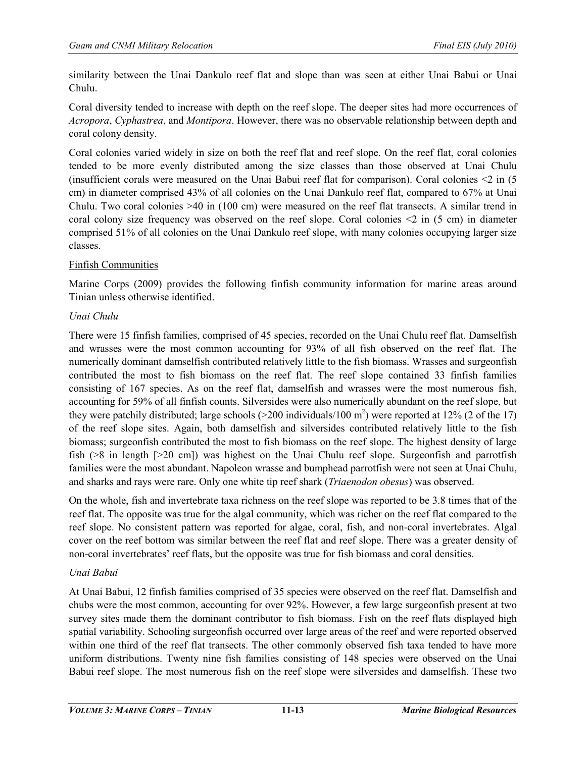similarity between the Unai Dankulo reef flat and slope than was seen at either Unai Babui or Unai Chulu.

Coral diversity tended to increase with depth on the reef slope. The deeper sites had more occurrences of *Acropora*, *Cyphastrea*, and *Montipora*. However, there was no observable relationship between depth and coral colony density.

Coral colonies varied widely in size on both the reef flat and reef slope. On the reef flat, coral colonies tended to be more evenly distributed among the size classes than those observed at Unai Chulu (insufficient corals were measured on the Unai Babui reef flat for comparison). Coral colonies <2 in (5 cm) in diameter comprised 43% of all colonies on the Unai Dankulo reef flat, compared to 67% at Unai Chulu. Two coral colonies >40 in (100 cm) were measured on the reef flat transects. A similar trend in coral colony size frequency was observed on the reef slope. Coral colonies <2 in (5 cm) in diameter comprised 51% of all colonies on the Unai Dankulo reef slope, with many colonies occupying larger size classes.

<u>Finfish Communities</u>

Marine Corps (2009) provides the following finfish community information for marine areas around Tinian unless otherwise identified.

*Unai Chulu*

There were 15 finfish families, comprised of 45 species, recorded on the Unai Chulu reef flat. Damselfish and wrasses were the most common accounting for 93% of all fish observed on the reef flat. The numerically dominant damselfish contributed relatively little to the fish biomass. Wrasses and surgeonfish contributed the most to fish biomass on the reef flat. The reef slope contained 33 finfish families consisting of 167 species. As on the reef flat, damselfish and wrasses were the most numerous fish, accounting for 59% of all finfish counts. Silversides were also numerically abundant on the reef slope, but they were patchily distributed; large schools (>200 individuals/100 $m^2$) were reported at 12% (2 of the 17) of the reef slope sites. Again, both damselfish and silversides contributed relatively little to the fish biomass; surgeonfish contributed the most to fish biomass on the reef slope. The highest density of large fish (>8 in length [>20 cm]) was highest on the Unai Chulu reef slope. Surgeonfish and parrotfish families were the most abundant. Napoleon wrasse and bumphead parrotfish were not seen at Unai Chulu, and sharks and rays were rare. Only one white tip reef shark (*Triaenodon obesus*) was observed.

On the whole, fish and invertebrate taxa richness on the reef slope was reported to be 3.8 times that of the reef flat. The opposite was true for the algal community, which was richer on the reef flat compared to the reef slope. No consistent pattern was reported for algae, coral, fish, and non-coral invertebrates. Algal cover on the reef bottom was similar between the reef flat and reef slope. There was a greater density of non-coral invertebrates' reef flats, but the opposite was true for fish biomass and coral densities.

*Unai Babui*

At Unai Babui, 12 finfish families comprised of 35 species were observed on the reef flat. Damselfish and chubs were the most common, accounting for over 92%. However, a few large surgeonfish present at two survey sites made them the dominant contributor to fish biomass. Fish on the reef flats displayed high spatial variability. Schooling surgeonfish occurred over large areas of the reef and were reported observed within one third of the reef flat transects. The other commonly observed fish taxa tended to have more uniform distributions. Twenty nine fish families consisting of 148 species were observed on the Unai Babui reef slope. The most numerous fish on the reef slope were silversides and damselfish. These two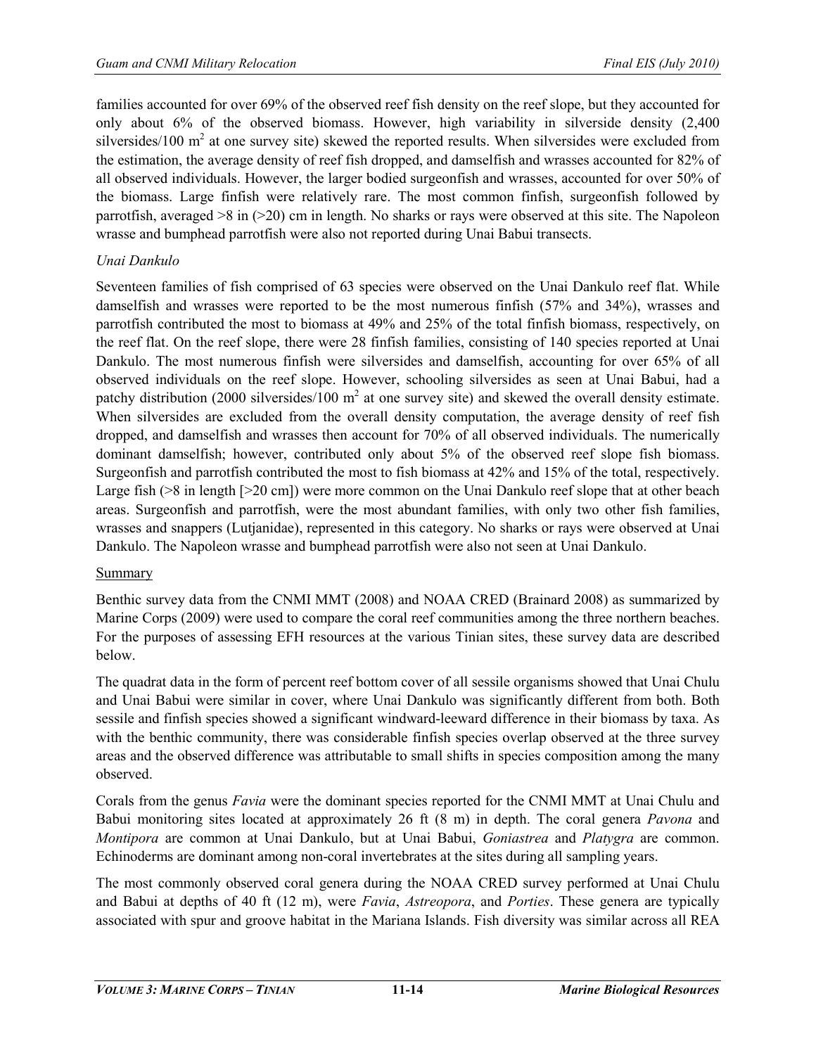families accounted for over 69% of the observed reef fish density on the reef slope, but they accounted for only about 6% of the observed biomass. However, high variability in silverside density (2,400 silversides/100 $m^2$ at one survey site) skewed the reported results. When silversides were excluded from the estimation, the average density of reef fish dropped, and damselfish and wrasses accounted for 82% of all observed individuals. However, the larger bodied surgeonfish and wrasses, accounted for over 50% of the biomass. Large finfish were relatively rare. The most common finfish, surgeonfish followed by parrotfish, averaged >8 in (>20) cm in length. No sharks or rays were observed at this site. The Napoleon wrasse and bumphead parrotfish were also not reported during Unai Babui transects.

*Unai Dankulo*

Seventeen families of fish comprised of 63 species were observed on the Unai Dankulo reef flat. While damselfish and wrasses were reported to be the most numerous finfish (57% and 34%), wrasses and parrotfish contributed the most to biomass at 49% and 25% of the total finfish biomass, respectively, on the reef flat. On the reef slope, there were 28 finfish families, consisting of 140 species reported at Unai Dankulo. The most numerous finfish were silversides and damselfish, accounting for over 65% of all observed individuals on the reef slope. However, schooling silversides as seen at Unai Babui, had a patchy distribution (2000 silversides/100 $m^2$ at one survey site) and skewed the overall density estimate. When silversides are excluded from the overall density computation, the average density of reef fish dropped, and damselfish and wrasses then account for 70% of all observed individuals. The numerically dominant damselfish; however, contributed only about 5% of the observed reef slope fish biomass. Surgeonfish and parrotfish contributed the most to fish biomass at 42% and 15% of the total, respectively. Large fish (>8 in length [>20 cm]) were more common on the Unai Dankulo reef slope that at other beach areas. Surgeonfish and parrotfish, were the most abundant families, with only two other fish families, wrasses and snappers (Lutjanidae), represented in this category. No sharks or rays were observed at Unai Dankulo. The Napoleon wrasse and bumphead parrotfish were also not seen at Unai Dankulo.

Summary

Benthic survey data from the CNMI MMT (2008) and NOAA CRED (Brainard 2008) as summarized by Marine Corps (2009) were used to compare the coral reef communities among the three northern beaches. For the purposes of assessing EFH resources at the various Tinian sites, these survey data are described below.

The quadrat data in the form of percent reef bottom cover of all sessile organisms showed that Unai Chulu and Unai Babui were similar in cover, where Unai Dankulo was significantly different from both. Both sessile and finfish species showed a significant windward-leeward difference in their biomass by taxa. As with the benthic community, there was considerable finfish species overlap observed at the three survey areas and the observed difference was attributable to small shifts in species composition among the many observed.

Corals from the genus *Favia* were the dominant species reported for the CNMI MMT at Unai Chulu and Babui monitoring sites located at approximately 26 ft (8 m) in depth. The coral genera *Pavona* and *Montipora* are common at Unai Dankulo, but at Unai Babui, *Goniastrea* and *Platygra* are common. Echinoderms are dominant among non-coral invertebrates at the sites during all sampling years.

The most commonly observed coral genera during the NOAA CRED survey performed at Unai Chulu and Babui at depths of 40 ft (12 m), were *Favia*, *Astreopora*, and *Porties*. These genera are typically associated with spur and groove habitat in the Mariana Islands. Fish diversity was similar across all REA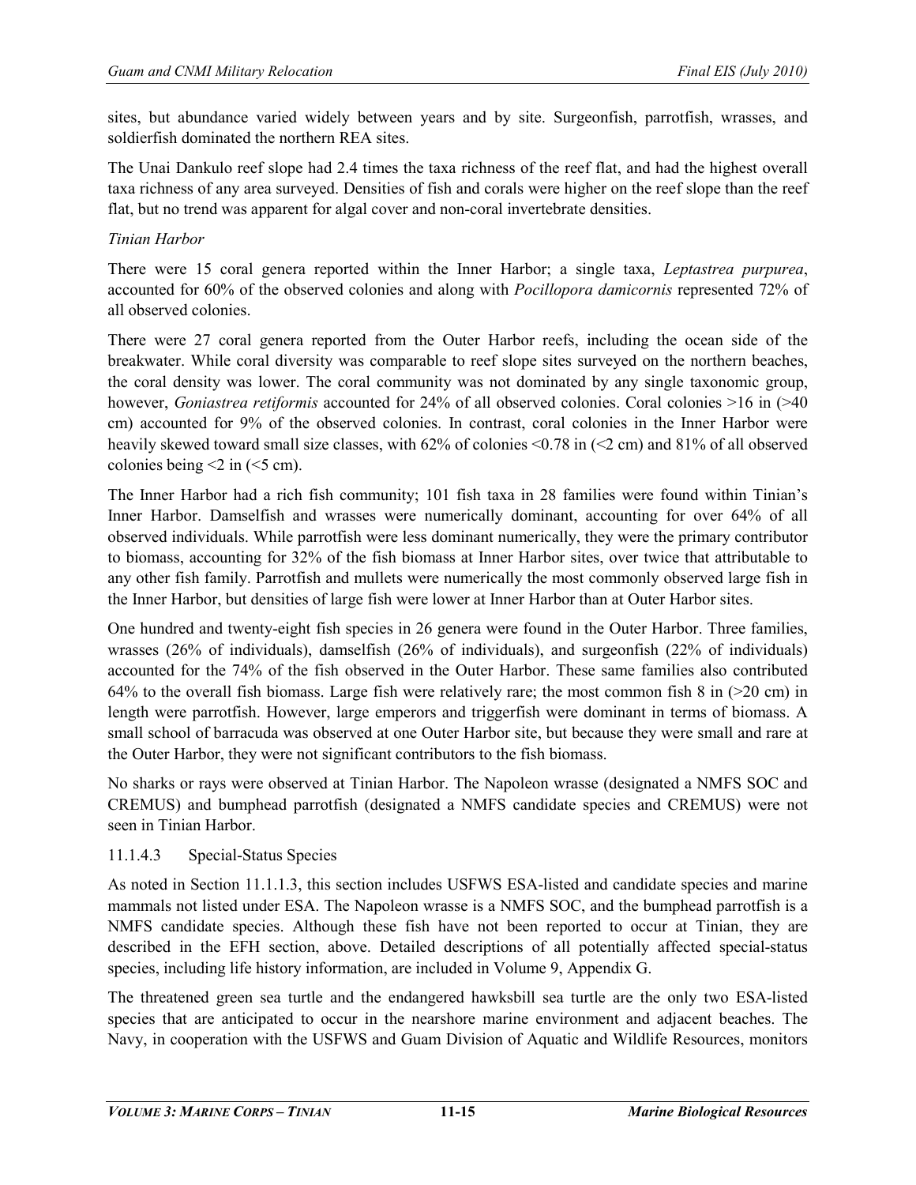sites, but abundance varied widely between years and by site. Surgeonfish, parrotfish, wrasses, and soldierfish dominated the northern REA sites.

The Unai Dankulo reef slope had 2.4 times the taxa richness of the reef flat, and had the highest overall taxa richness of any area surveyed. Densities of fish and corals were higher on the reef slope than the reef flat, but no trend was apparent for algal cover and non-coral invertebrate densities.

*Tinian Harbor*

There were 15 coral genera reported within the Inner Harbor; a single taxa, *Leptastrea purpurea*, accounted for 60% of the observed colonies and along with *Pocillopora damicornis* represented 72% of all observed colonies.

There were 27 coral genera reported from the Outer Harbor reefs, including the ocean side of the breakwater. While coral diversity was comparable to reef slope sites surveyed on the northern beaches, the coral density was lower. The coral community was not dominated by any single taxonomic group, however, *Goniastrea retiformis* accounted for 24% of all observed colonies. Coral colonies >16 in (>40 cm) accounted for 9% of the observed colonies. In contrast, coral colonies in the Inner Harbor were heavily skewed toward small size classes, with 62% of colonies <0.78 in (<2 cm) and 81% of all observed colonies being <2 in (<5 cm).

The Inner Harbor had a rich fish community; 101 fish taxa in 28 families were found within Tinian's Inner Harbor. Damselfish and wrasses were numerically dominant, accounting for over 64% of all observed individuals. While parrotfish were less dominant numerically, they were the primary contributor to biomass, accounting for 32% of the fish biomass at Inner Harbor sites, over twice that attributable to any other fish family. Parrotfish and mullets were numerically the most commonly observed large fish in the Inner Harbor, but densities of large fish were lower at Inner Harbor than at Outer Harbor sites.

One hundred and twenty-eight fish species in 26 genera were found in the Outer Harbor. Three families, wrasses (26% of individuals), damselfish (26% of individuals), and surgeonfish (22% of individuals) accounted for the 74% of the fish observed in the Outer Harbor. These same families also contributed 64% to the overall fish biomass. Large fish were relatively rare; the most common fish 8 in (>20 cm) in length were parrotfish. However, large emperors and triggerfish were dominant in terms of biomass. A small school of barracuda was observed at one Outer Harbor site, but because they were small and rare at the Outer Harbor, they were not significant contributors to the fish biomass.

No sharks or rays were observed at Tinian Harbor. The Napoleon wrasse (designated a NMFS SOC and CREMUS) and bumphead parrotfish (designated a NMFS candidate species and CREMUS) were not seen in Tinian Harbor.

### 11.1.4.3 Special-Status Species

As noted in Section 11.1.1.3, this section includes USFWS ESA-listed and candidate species and marine mammals not listed under ESA. The Napoleon wrasse is a NMFS SOC, and the bumphead parrotfish is a NMFS candidate species. Although these fish have not been reported to occur at Tinian, they are described in the EFH section, above. Detailed descriptions of all potentially affected special-status species, including life history information, are included in Volume 9, Appendix G.

The threatened green sea turtle and the endangered hawksbill sea turtle are the only two ESA-listed species that are anticipated to occur in the nearshore marine environment and adjacent beaches. The Navy, in cooperation with the USFWS and Guam Division of Aquatic and Wildlife Resources, monitors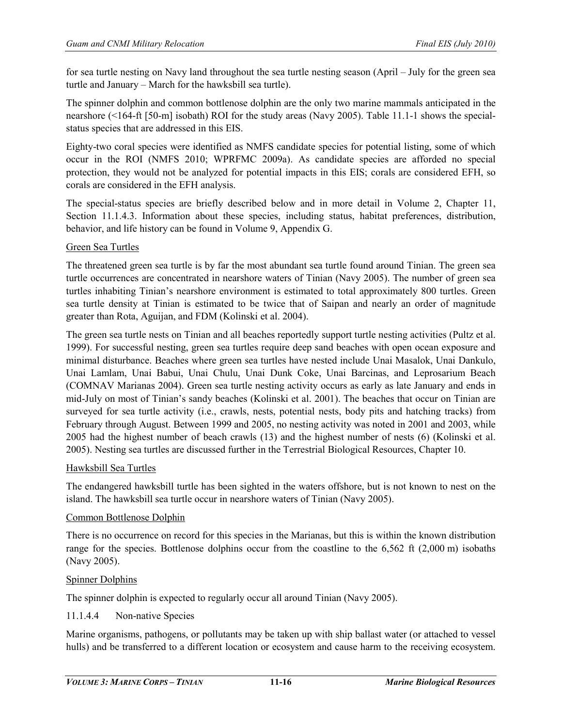for sea turtle nesting on Navy land throughout the sea turtle nesting season (April – July for the green sea turtle and January – March for the hawksbill sea turtle).

The spinner dolphin and common bottlenose dolphin are the only two marine mammals anticipated in the nearshore (<164-ft [50-m] isobath) ROI for the study areas (Navy 2005). Table 11.1-1 shows the special-status species that are addressed in this EIS.

Eighty-two coral species were identified as NMFS candidate species for potential listing, some of which occur in the ROI (NMFS 2010; WPRFMC 2009a). As candidate species are afforded no special protection, they would not be analyzed for potential impacts in this EIS; corals are considered EFH, so corals are considered in the EFH analysis.

The special-status species are briefly described below and in more detail in Volume 2, Chapter 11, Section 11.1.4.3. Information about these species, including status, habitat preferences, distribution, behavior, and life history can be found in Volume 9, Appendix G.

Green Sea Turtles

The threatened green sea turtle is by far the most abundant sea turtle found around Tinian. The green sea turtle occurrences are concentrated in nearshore waters of Tinian (Navy 2005). The number of green sea turtles inhabiting Tinian's nearshore environment is estimated to total approximately 800 turtles. Green sea turtle density at Tinian is estimated to be twice that of Saipan and nearly an order of magnitude greater than Rota, Aguijan, and FDM (Kolinski et al. 2004).

The green sea turtle nests on Tinian and all beaches reportedly support turtle nesting activities (Pultz et al. 1999). For successful nesting, green sea turtles require deep sand beaches with open ocean exposure and minimal disturbance. Beaches where green sea turtles have nested include Unai Masalok, Unai Dankulo, Unai Lamlam, Unai Babui, Unai Chulu, Unai Dunk Coke, Unai Barcinas, and Leprosarium Beach (COMNAV Marianas 2004). Green sea turtle nesting activity occurs as early as late January and ends in mid-July on most of Tinian's sandy beaches (Kolinski et al. 2001). The beaches that occur on Tinian are surveyed for sea turtle activity (i.e., crawls, nests, potential nests, body pits and hatching tracks) from February through August. Between 1999 and 2005, no nesting activity was noted in 2001 and 2003, while 2005 had the highest number of beach crawls (13) and the highest number of nests (6) (Kolinski et al. 2005). Nesting sea turtles are discussed further in the Terrestrial Biological Resources, Chapter 10.

Hawksbill Sea Turtles

The endangered hawksbill turtle has been sighted in the waters offshore, but is not known to nest on the island. The hawksbill sea turtle occur in nearshore waters of Tinian (Navy 2005).

Common Bottlenose Dolphin

There is no occurrence on record for this species in the Marianas, but this is within the known distribution range for the species. Bottlenose dolphins occur from the coastline to the 6,562 ft (2,000 m) isobaths (Navy 2005).

Spinner Dolphins

The spinner dolphin is expected to regularly occur all around Tinian (Navy 2005).

#### 11.1.4.4 Non-native Species

Marine organisms, pathogens, or pollutants may be taken up with ship ballast water (or attached to vessel hulls) and be transferred to a different location or ecosystem and cause harm to the receiving ecosystem.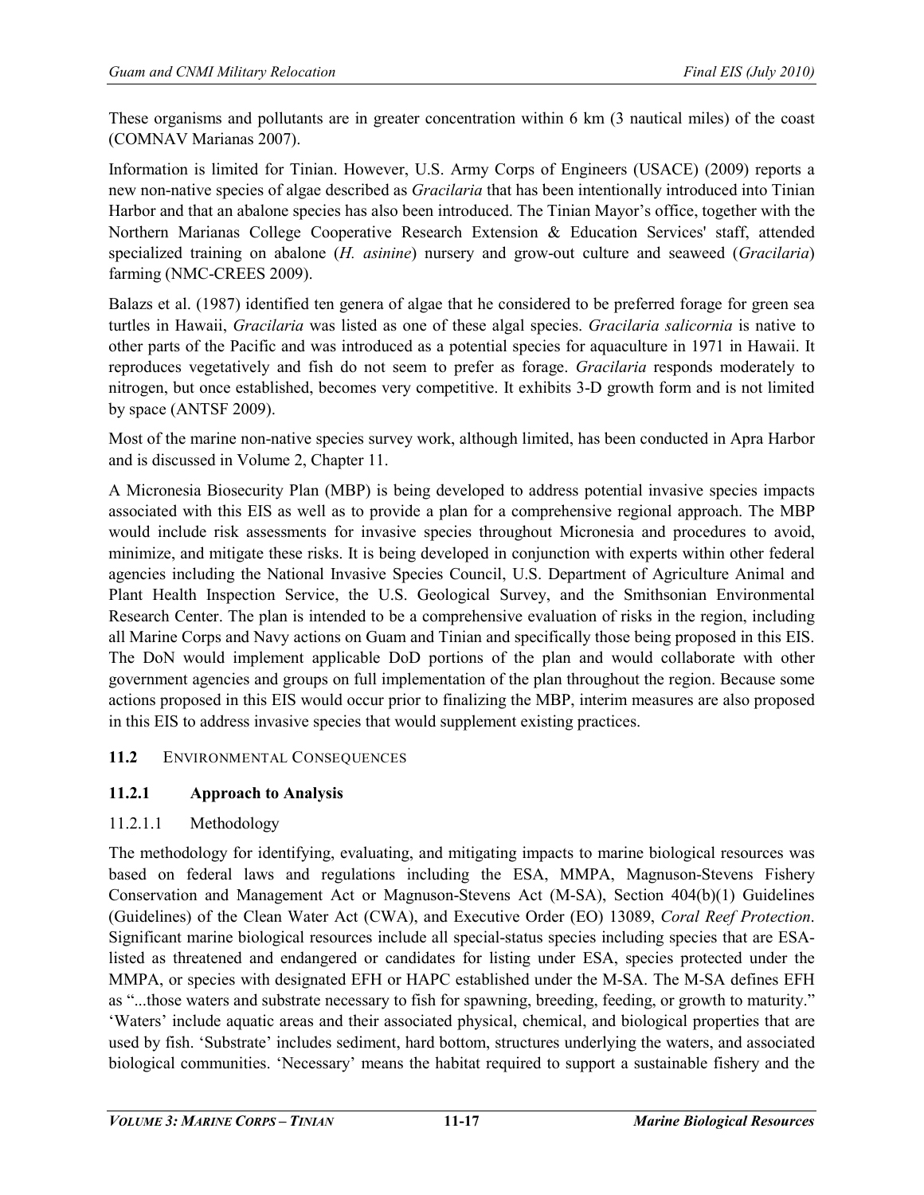These organisms and pollutants are in greater concentration within 6 km (3 nautical miles) of the coast (COMNAV Marianas 2007).

Information is limited for Tinian. However, U.S. Army Corps of Engineers (USACE) (2009) reports a new non-native species of algae described as *Gracilaria* that has been intentionally introduced into Tinian Harbor and that an abalone species has also been introduced. The Tinian Mayor's office, together with the Northern Marianas College Cooperative Research Extension & Education Services' staff, attended specialized training on abalone (*H. asinine*) nursery and grow-out culture and seaweed (*Gracilaria*) farming (NMC-CREES 2009).

Balazs et al. (1987) identified ten genera of algae that he considered to be preferred forage for green sea turtles in Hawaii, *Gracilaria* was listed as one of these algal species. *Gracilaria salicornia* is native to other parts of the Pacific and was introduced as a potential species for aquaculture in 1971 in Hawaii. It reproduces vegetatively and fish do not seem to prefer as forage. *Gracilaria* responds moderately to nitrogen, but once established, becomes very competitive. It exhibits 3-D growth form and is not limited by space (ANTSF 2009).

Most of the marine non-native species survey work, although limited, has been conducted in Apra Harbor and is discussed in Volume 2, Chapter 11.

A Micronesia Biosecurity Plan (MBP) is being developed to address potential invasive species impacts associated with this EIS as well as to provide a plan for a comprehensive regional approach. The MBP would include risk assessments for invasive species throughout Micronesia and procedures to avoid, minimize, and mitigate these risks. It is being developed in conjunction with experts within other federal agencies including the National Invasive Species Council, U.S. Department of Agriculture Animal and Plant Health Inspection Service, the U.S. Geological Survey, and the Smithsonian Environmental Research Center. The plan is intended to be a comprehensive evaluation of risks in the region, including all Marine Corps and Navy actions on Guam and Tinian and specifically those being proposed in this EIS. The DoN would implement applicable DoD portions of the plan and would collaborate with other government agencies and groups on full implementation of the plan throughout the region. Because some actions proposed in this EIS would occur prior to finalizing the MBP, interim measures are also proposed in this EIS to address invasive species that would supplement existing practices.

## 11.2 ENVIRONMENTAL CONSEQUENCES

### 11.2.1 Approach to Analysis

#### 11.2.1.1 Methodology

The methodology for identifying, evaluating, and mitigating impacts to marine biological resources was based on federal laws and regulations including the ESA, MMPA, Magnuson-Stevens Fishery Conservation and Management Act or Magnuson-Stevens Act (M-SA), Section 404(b)(1) Guidelines (Guidelines) of the Clean Water Act (CWA), and Executive Order (EO) 13089, *Coral Reef Protection*. Significant marine biological resources include all special-status species including species that are ESA-listed as threatened and endangered or candidates for listing under ESA, species protected under the MMPA, or species with designated EFH or HAPC established under the M-SA. The M-SA defines EFH as "...those waters and substrate necessary to fish for spawning, breeding, feeding, or growth to maturity." 'Waters' include aquatic areas and their associated physical, chemical, and biological properties that are used by fish. 'Substrate' includes sediment, hard bottom, structures underlying the waters, and associated biological communities. 'Necessary' means the habitat required to support a sustainable fishery and the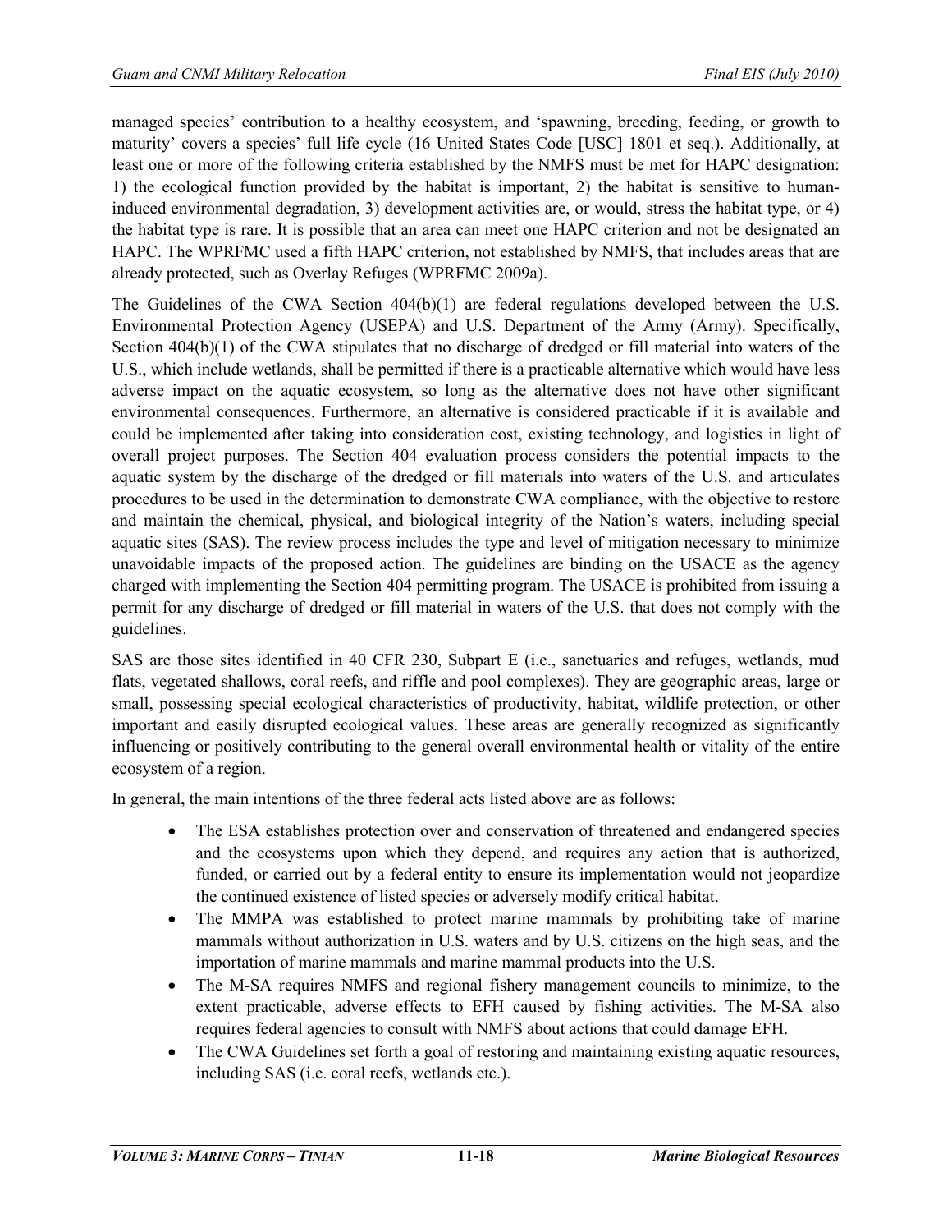managed species' contribution to a healthy ecosystem, and 'spawning, breeding, feeding, or growth to maturity' covers a species' full life cycle (16 United States Code [USC] 1801 et seq.). Additionally, at least one or more of the following criteria established by the NMFS must be met for HAPC designation: 1) the ecological function provided by the habitat is important, 2) the habitat is sensitive to human-induced environmental degradation, 3) development activities are, or would, stress the habitat type, or 4) the habitat type is rare. It is possible that an area can meet one HAPC criterion and not be designated an HAPC. The WPRFMC used a fifth HAPC criterion, not established by NMFS, that includes areas that are already protected, such as Overlay Refuges (WPRFMC 2009a).

The Guidelines of the CWA Section 404(b)(1) are federal regulations developed between the U.S. Environmental Protection Agency (USEPA) and U.S. Department of the Army (Army). Specifically, Section 404(b)(1) of the CWA stipulates that no discharge of dredged or fill material into waters of the U.S., which include wetlands, shall be permitted if there is a practicable alternative which would have less adverse impact on the aquatic ecosystem, so long as the alternative does not have other significant environmental consequences. Furthermore, an alternative is considered practicable if it is available and could be implemented after taking into consideration cost, existing technology, and logistics in light of overall project purposes. The Section 404 evaluation process considers the potential impacts to the aquatic system by the discharge of the dredged or fill materials into waters of the U.S. and articulates procedures to be used in the determination to demonstrate CWA compliance, with the objective to restore and maintain the chemical, physical, and biological integrity of the Nation's waters, including special aquatic sites (SAS). The review process includes the type and level of mitigation necessary to minimize unavoidable impacts of the proposed action. The guidelines are binding on the USACE as the agency charged with implementing the Section 404 permitting program. The USACE is prohibited from issuing a permit for any discharge of dredged or fill material in waters of the U.S. that does not comply with the guidelines.

SAS are those sites identified in 40 CFR 230, Subpart E (i.e., sanctuaries and refuges, wetlands, mud flats, vegetated shallows, coral reefs, and riffle and pool complexes). They are geographic areas, large or small, possessing special ecological characteristics of productivity, habitat, wildlife protection, or other important and easily disrupted ecological values. These areas are generally recognized as significantly influencing or positively contributing to the general overall environmental health or vitality of the entire ecosystem of a region.

In general, the main intentions of the three federal acts listed above are as follows:

- The ESA establishes protection over and conservation of threatened and endangered species and the ecosystems upon which they depend, and requires any action that is authorized, funded, or carried out by a federal entity to ensure its implementation would not jeopardize the continued existence of listed species or adversely modify critical habitat.
- The MMPA was established to protect marine mammals by prohibiting take of marine mammals without authorization in U.S. waters and by U.S. citizens on the high seas, and the importation of marine mammals and marine mammal products into the U.S.
- The M-SA requires NMFS and regional fishery management councils to minimize, to the extent practicable, adverse effects to EFH caused by fishing activities. The M-SA also requires federal agencies to consult with NMFS about actions that could damage EFH.
- The CWA Guidelines set forth a goal of restoring and maintaining existing aquatic resources, including SAS (i.e. coral reefs, wetlands etc.).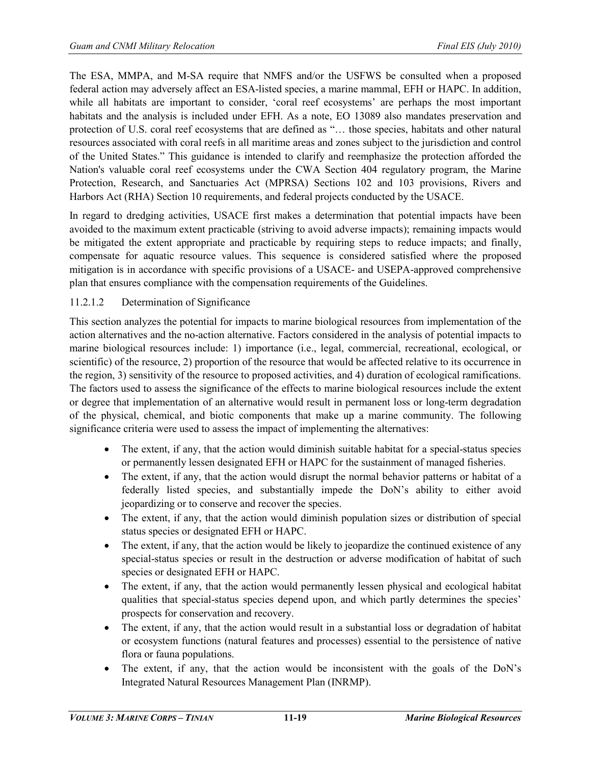The ESA, MMPA, and M-SA require that NMFS and/or the USFWS be consulted when a proposed federal action may adversely affect an ESA-listed species, a marine mammal, EFH or HAPC. In addition, while all habitats are important to consider, 'coral reef ecosystems' are perhaps the most important habitats and the analysis is included under EFH. As a note, EO 13089 also mandates preservation and protection of U.S. coral reef ecosystems that are defined as "… those species, habitats and other natural resources associated with coral reefs in all maritime areas and zones subject to the jurisdiction and control of the United States." This guidance is intended to clarify and reemphasize the protection afforded the Nation's valuable coral reef ecosystems under the CWA Section 404 regulatory program, the Marine Protection, Research, and Sanctuaries Act (MPRSA) Sections 102 and 103 provisions, Rivers and Harbors Act (RHA) Section 10 requirements, and federal projects conducted by the USACE.

In regard to dredging activities, USACE first makes a determination that potential impacts have been avoided to the maximum extent practicable (striving to avoid adverse impacts); remaining impacts would be mitigated the extent appropriate and practicable by requiring steps to reduce impacts; and finally, compensate for aquatic resource values. This sequence is considered satisfied where the proposed mitigation is in accordance with specific provisions of a USACE- and USEPA-approved comprehensive plan that ensures compliance with the compensation requirements of the Guidelines.

#### 11.2.1.2 Determination of Significance

This section analyzes the potential for impacts to marine biological resources from implementation of the action alternatives and the no-action alternative. Factors considered in the analysis of potential impacts to marine biological resources include: 1) importance (i.e., legal, commercial, recreational, ecological, or scientific) of the resource, 2) proportion of the resource that would be affected relative to its occurrence in the region, 3) sensitivity of the resource to proposed activities, and 4) duration of ecological ramifications. The factors used to assess the significance of the effects to marine biological resources include the extent or degree that implementation of an alternative would result in permanent loss or long-term degradation of the physical, chemical, and biotic components that make up a marine community. The following significance criteria were used to assess the impact of implementing the alternatives:

- The extent, if any, that the action would diminish suitable habitat for a special-status species or permanently lessen designated EFH or HAPC for the sustainment of managed fisheries.
- The extent, if any, that the action would disrupt the normal behavior patterns or habitat of a federally listed species, and substantially impede the DoN's ability to either avoid jeopardizing or to conserve and recover the species.
- The extent, if any, that the action would diminish population sizes or distribution of special status species or designated EFH or HAPC.
- The extent, if any, that the action would be likely to jeopardize the continued existence of any special-status species or result in the destruction or adverse modification of habitat of such species or designated EFH or HAPC.
- The extent, if any, that the action would permanently lessen physical and ecological habitat qualities that special-status species depend upon, and which partly determines the species' prospects for conservation and recovery.
- The extent, if any, that the action would result in a substantial loss or degradation of habitat or ecosystem functions (natural features and processes) essential to the persistence of native flora or fauna populations.
- The extent, if any, that the action would be inconsistent with the goals of the DoN's Integrated Natural Resources Management Plan (INRMP).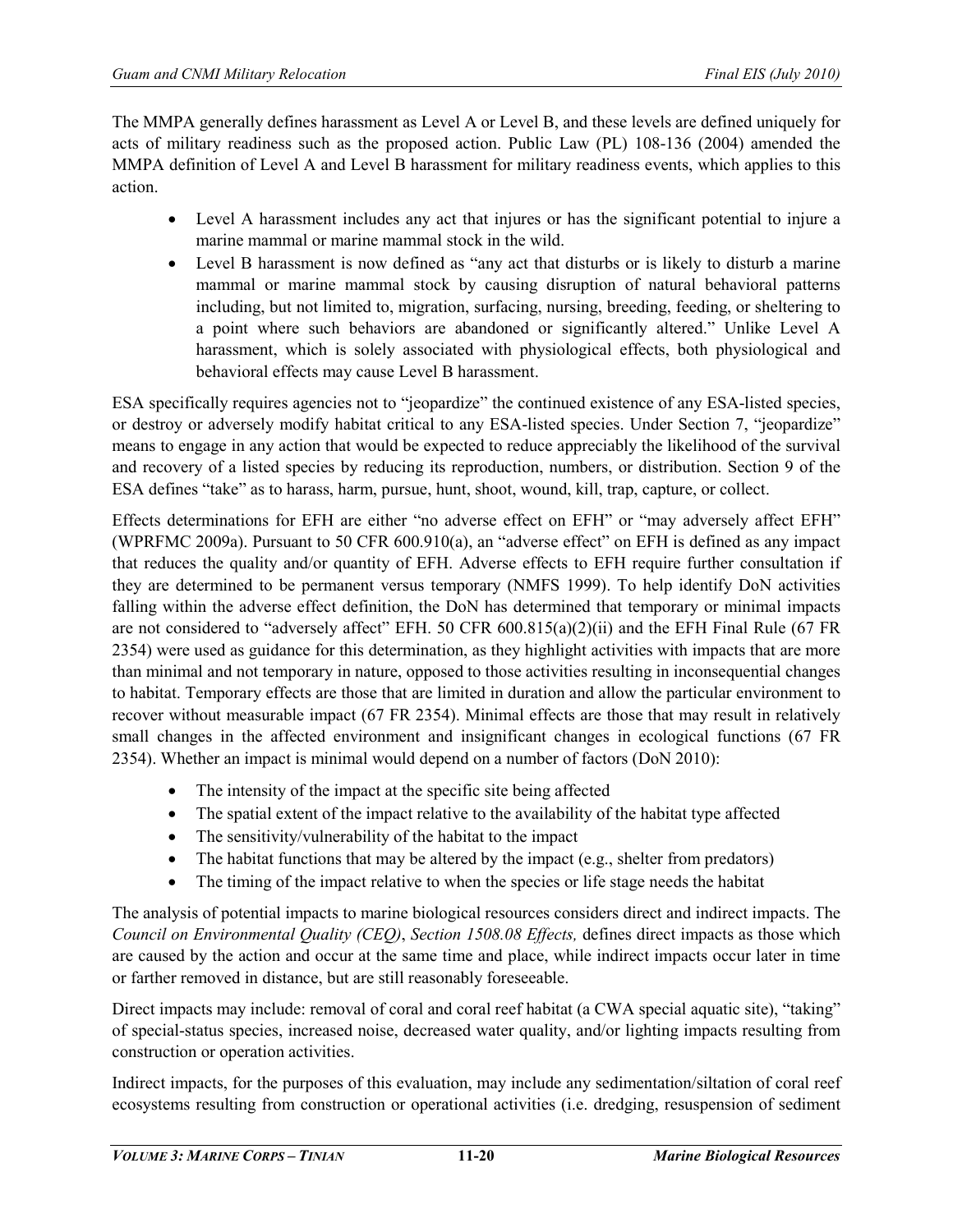The MMPA generally defines harassment as Level A or Level B, and these levels are defined uniquely for acts of military readiness such as the proposed action. Public Law (PL) 108-136 (2004) amended the MMPA definition of Level A and Level B harassment for military readiness events, which applies to this action.

- Level A harassment includes any act that injures or has the significant potential to injure a marine mammal or marine mammal stock in the wild.
- Level B harassment is now defined as "any act that disturbs or is likely to disturb a marine mammal or marine mammal stock by causing disruption of natural behavioral patterns including, but not limited to, migration, surfacing, nursing, breeding, feeding, or sheltering to a point where such behaviors are abandoned or significantly altered." Unlike Level A harassment, which is solely associated with physiological effects, both physiological and behavioral effects may cause Level B harassment.

ESA specifically requires agencies not to "jeopardize" the continued existence of any ESA-listed species, or destroy or adversely modify habitat critical to any ESA-listed species. Under Section 7, "jeopardize" means to engage in any action that would be expected to reduce appreciably the likelihood of the survival and recovery of a listed species by reducing its reproduction, numbers, or distribution. Section 9 of the ESA defines "take" as to harass, harm, pursue, hunt, shoot, wound, kill, trap, capture, or collect.

Effects determinations for EFH are either "no adverse effect on EFH" or "may adversely affect EFH" (WPRFMC 2009a). Pursuant to 50 CFR 600.910(a), an "adverse effect" on EFH is defined as any impact that reduces the quality and/or quantity of EFH. Adverse effects to EFH require further consultation if they are determined to be permanent versus temporary (NMFS 1999). To help identify DoN activities falling within the adverse effect definition, the DoN has determined that temporary or minimal impacts are not considered to "adversely affect" EFH. 50 CFR 600.815(a)(2)(ii) and the EFH Final Rule (67 FR 2354) were used as guidance for this determination, as they highlight activities with impacts that are more than minimal and not temporary in nature, opposed to those activities resulting in inconsequential changes to habitat. Temporary effects are those that are limited in duration and allow the particular environment to recover without measurable impact (67 FR 2354). Minimal effects are those that may result in relatively small changes in the affected environment and insignificant changes in ecological functions (67 FR 2354). Whether an impact is minimal would depend on a number of factors (DoN 2010):

- The intensity of the impact at the specific site being affected
- The spatial extent of the impact relative to the availability of the habitat type affected
- The sensitivity/vulnerability of the habitat to the impact
- The habitat functions that may be altered by the impact (e.g., shelter from predators)
- The timing of the impact relative to when the species or life stage needs the habitat

The analysis of potential impacts to marine biological resources considers direct and indirect impacts. The *Council on Environmental Quality (CEQ)*, *Section 1508.08 Effects,* defines direct impacts as those which are caused by the action and occur at the same time and place, while indirect impacts occur later in time or farther removed in distance, but are still reasonably foreseeable.

Direct impacts may include: removal of coral and coral reef habitat (a CWA special aquatic site), "taking" of special-status species, increased noise, decreased water quality, and/or lighting impacts resulting from construction or operation activities.

Indirect impacts, for the purposes of this evaluation, may include any sedimentation/siltation of coral reef ecosystems resulting from construction or operational activities (i.e. dredging, resuspension of sediment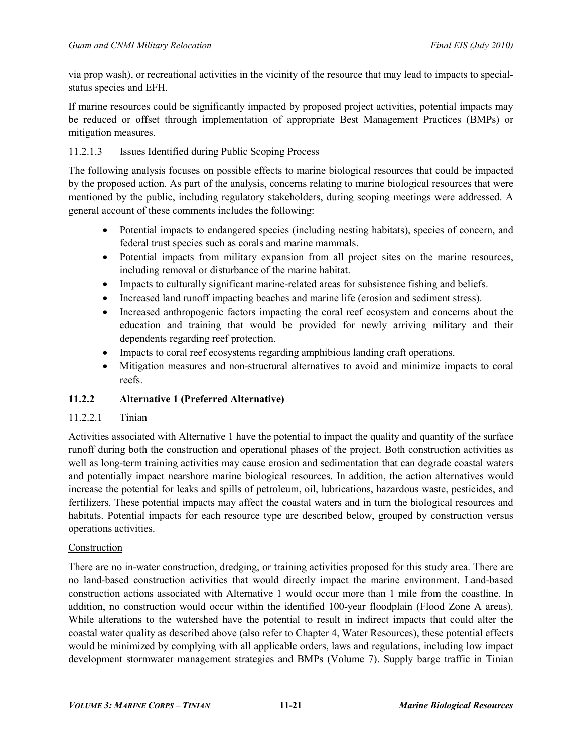via prop wash), or recreational activities in the vicinity of the resource that may lead to impacts to special-status species and EFH.

If marine resources could be significantly impacted by proposed project activities, potential impacts may be reduced or offset through implementation of appropriate Best Management Practices (BMPs) or mitigation measures.

#### 11.2.1.3 Issues Identified during Public Scoping Process

The following analysis focuses on possible effects to marine biological resources that could be impacted by the proposed action. As part of the analysis, concerns relating to marine biological resources that were mentioned by the public, including regulatory stakeholders, during scoping meetings were addressed. A general account of these comments includes the following:

- Potential impacts to endangered species (including nesting habitats), species of concern, and federal trust species such as corals and marine mammals.
- Potential impacts from military expansion from all project sites on the marine resources, including removal or disturbance of the marine habitat.
- Impacts to culturally significant marine-related areas for subsistence fishing and beliefs.
- Increased land runoff impacting beaches and marine life (erosion and sediment stress).
- Increased anthropogenic factors impacting the coral reef ecosystem and concerns about the education and training that would be provided for newly arriving military and their dependents regarding reef protection.
- Impacts to coral reef ecosystems regarding amphibious landing craft operations.
- Mitigation measures and non-structural alternatives to avoid and minimize impacts to coral reefs.

### 11.2.2 Alternative 1 (Preferred Alternative)

#### 11.2.2.1 Tinian

Activities associated with Alternative 1 have the potential to impact the quality and quantity of the surface runoff during both the construction and operational phases of the project. Both construction activities as well as long-term training activities may cause erosion and sedimentation that can degrade coastal waters and potentially impact nearshore marine biological resources. In addition, the action alternatives would increase the potential for leaks and spills of petroleum, oil, lubrications, hazardous waste, pesticides, and fertilizers. These potential impacts may affect the coastal waters and in turn the biological resources and habitats. Potential impacts for each resource type are described below, grouped by construction versus operations activities.

<u>Construction</u>

There are no in-water construction, dredging, or training activities proposed for this study area. There are no land-based construction activities that would directly impact the marine environment. Land-based construction actions associated with Alternative 1 would occur more than 1 mile from the coastline. In addition, no construction would occur within the identified 100-year floodplain (Flood Zone A areas). While alterations to the watershed have the potential to result in indirect impacts that could alter the coastal water quality as described above (also refer to Chapter 4, Water Resources), these potential effects would be minimized by complying with all applicable orders, laws and regulations, including low impact development stormwater management strategies and BMPs (Volume 7). Supply barge traffic in Tinian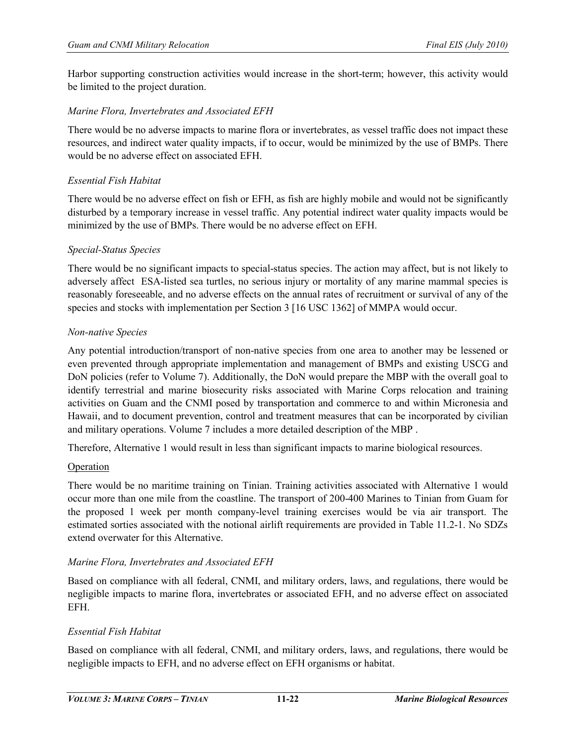Harbor supporting construction activities would increase in the short-term; however, this activity would be limited to the project duration.

*Marine Flora, Invertebrates and Associated EFH*

There would be no adverse impacts to marine flora or invertebrates, as vessel traffic does not impact these resources, and indirect water quality impacts, if to occur, would be minimized by the use of BMPs. There would be no adverse effect on associated EFH.

*Essential Fish Habitat*

There would be no adverse effect on fish or EFH, as fish are highly mobile and would not be significantly disturbed by a temporary increase in vessel traffic. Any potential indirect water quality impacts would be minimized by the use of BMPs. There would be no adverse effect on EFH.

*Special-Status Species*

There would be no significant impacts to special-status species. The action may affect, but is not likely to adversely affect ESA-listed sea turtles, no serious injury or mortality of any marine mammal species is reasonably foreseeable, and no adverse effects on the annual rates of recruitment or survival of any of the species and stocks with implementation per Section 3 [16 USC 1362] of MMPA would occur.

*Non-native Species*

Any potential introduction/transport of non-native species from one area to another may be lessened or even prevented through appropriate implementation and management of BMPs and existing USCG and DoN policies (refer to Volume 7). Additionally, the DoN would prepare the MBP with the overall goal to identify terrestrial and marine biosecurity risks associated with Marine Corps relocation and training activities on Guam and the CNMI posed by transportation and commerce to and within Micronesia and Hawaii, and to document prevention, control and treatment measures that can be incorporated by civilian and military operations. Volume 7 includes a more detailed description of the MBP .

Therefore, Alternative 1 would result in less than significant impacts to marine biological resources.

<u>Operation</u>

There would be no maritime training on Tinian. Training activities associated with Alternative 1 would occur more than one mile from the coastline. The transport of 200-400 Marines to Tinian from Guam for the proposed 1 week per month company-level training exercises would be via air transport. The estimated sorties associated with the notional airlift requirements are provided in Table 11.2-1. No SDZs extend overwater for this Alternative.

*Marine Flora, Invertebrates and Associated EFH*

Based on compliance with all federal, CNMI, and military orders, laws, and regulations, there would be negligible impacts to marine flora, invertebrates or associated EFH, and no adverse effect on associated EFH.

*Essential Fish Habitat*

Based on compliance with all federal, CNMI, and military orders, laws, and regulations, there would be negligible impacts to EFH, and no adverse effect on EFH organisms or habitat.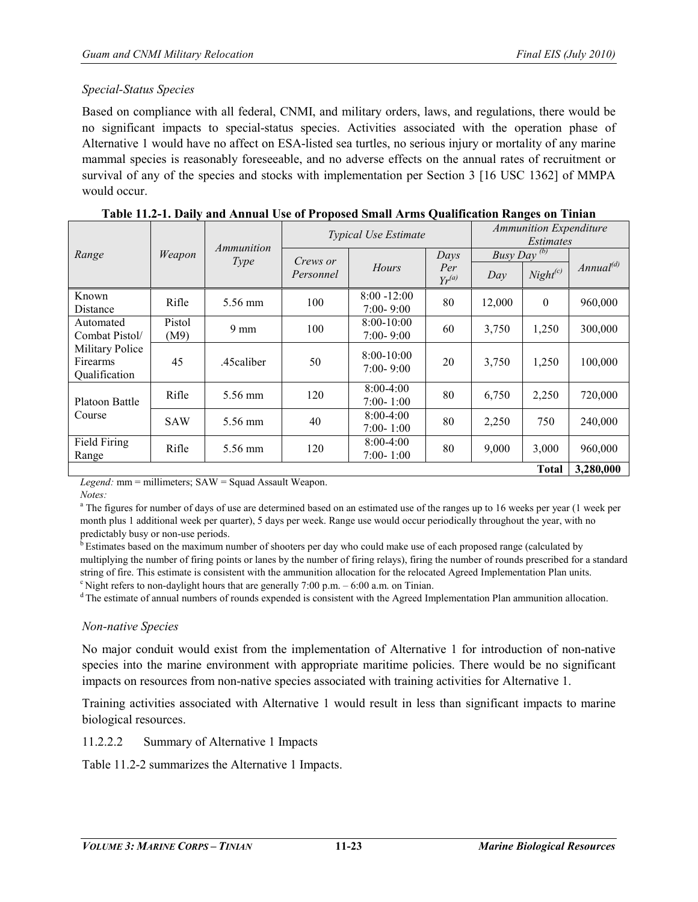*Special-Status Species*

Based on compliance with all federal, CNMI, and military orders, laws, and regulations, there would be no significant impacts to special-status species. Activities associated with the operation phase of Alternative 1 would have no affect on ESA-listed sea turtles, no serious injury or mortality of any marine mammal species is reasonably foreseeable, and no adverse effects on the annual rates of recruitment or survival of any of the species and stocks with implementation per Section 3 [16 USC 1362] of MMPA would occur.

**Table 11.2-1. Daily and Annual Use of Proposed Small Arms Qualification Ranges on Tinian**

| *Range* | *Weapon* | *Ammunition Type* | *Typical Use Estimate* | | | *Ammunition Expenditure Estimates* | | |
|---|---|---|---|---|---|---|---|---|
| | | | *Crews or Personnel* | *Hours* | *Days Per Yr[(a)]* | *Busy Day[(b)]* | | *Annual[(d)]* |
| | | | | | | *Day* | *Night[(c)]* | |
| Known Distance | Rifle | 5.56 mm | 100 | 8:00 -12:00 7:00- 9:00 | 80 | 12,000 | 0 | 960,000 |
| Automated Combat Pistol/ | Pistol (M9) | 9 mm | 100 | 8:00-10:00 7:00- 9:00 | 60 | 3,750 | 1,250 | 300,000 |
| Military Police Firearms Qualification | 45 | .45caliber | 50 | 8:00-10:00 7:00- 9:00 | 20 | 3,750 | 1,250 | 100,000 |
| Platoon Battle Course | Rifle | 5.56 mm | 120 | 8:00-4:00 7:00- 1:00 | 80 | 6,750 | 2,250 | 720,000 |
| | SAW | 5.56 mm | 40 | 8:00-4:00 7:00- 1:00 | 80 | 2,250 | 750 | 240,000 |
| Field Firing Range | Rifle | 5.56 mm | 120 | 8:00-4:00 7:00- 1:00 | 80 | 9,000 | 3,000 | 960,000 |
| | | | | | | | **Total** | **3,280,000** |

*Legend:* mm = millimeters; SAW = Squad Assault Weapon.

*Notes:*

[a] The figures for number of days of use are determined based on an estimated use of the ranges up to 16 weeks per year (1 week per month plus 1 additional week per quarter), 5 days per week. Range use would occur periodically throughout the year, with no predictably busy or non-use periods.

[b] Estimates based on the maximum number of shooters per day who could make use of each proposed range (calculated by multiplying the number of firing points or lanes by the number of firing relays), firing the number of rounds prescribed for a standard string of fire. This estimate is consistent with the ammunition allocation for the relocated Agreed Implementation Plan units.

[c] Night refers to non-daylight hours that are generally 7:00 p.m. – 6:00 a.m. on Tinian.

[d] The estimate of annual numbers of rounds expended is consistent with the Agreed Implementation Plan ammunition allocation.

*Non-native Species*

No major conduit would exist from the implementation of Alternative 1 for introduction of non-native species into the marine environment with appropriate maritime policies. There would be no significant impacts on resources from non-native species associated with training activities for Alternative 1.

Training activities associated with Alternative 1 would result in less than significant impacts to marine biological resources.

11.2.2.2 Summary of Alternative 1 Impacts

Table 11.2-2 summarizes the Alternative 1 Impacts.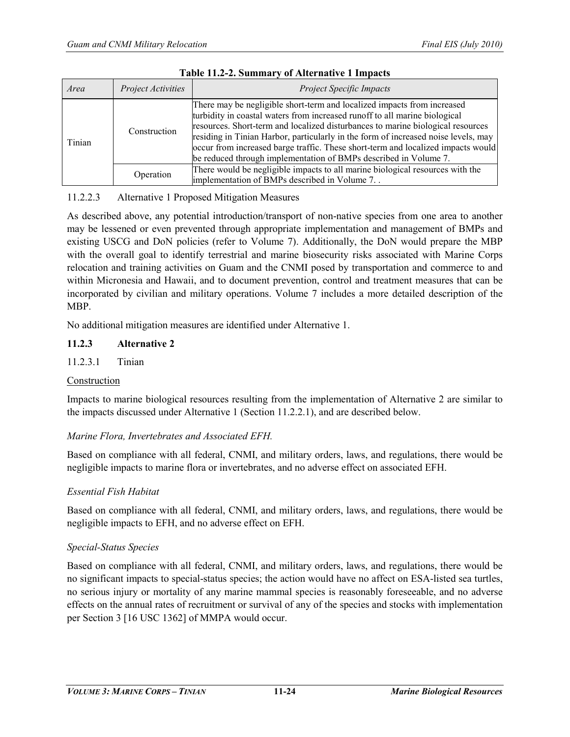**Table 11.2-2. Summary of Alternative 1 Impacts**

| *Area* | *Project Activities* | *Project Specific Impacts* |
|---|---|---|
| Tinian | Construction | There may be negligible short-term and localized impacts from increased turbidity in coastal waters from increased runoff to all marine biological resources. Short-term and localized disturbances to marine biological resources residing in Tinian Harbor, particularly in the form of increased noise levels, may occur from increased barge traffic. These short-term and localized impacts would be reduced through implementation of BMPs described in Volume 7. |
| | Operation | There would be negligible impacts to all marine biological resources with the implementation of BMPs described in Volume 7. . |

11.2.2.3 Alternative 1 Proposed Mitigation Measures

As described above, any potential introduction/transport of non-native species from one area to another may be lessened or even prevented through appropriate implementation and management of BMPs and existing USCG and DoN policies (refer to Volume 7). Additionally, the DoN would prepare the MBP with the overall goal to identify terrestrial and marine biosecurity risks associated with Marine Corps relocation and training activities on Guam and the CNMI posed by transportation and commerce to and within Micronesia and Hawaii, and to document prevention, control and treatment measures that can be incorporated by civilian and military operations. Volume 7 includes a more detailed description of the MBP.

No additional mitigation measures are identified under Alternative 1.

### 11.2.3 Alternative 2

11.2.3.1 Tinian

<u>Construction</u>

Impacts to marine biological resources resulting from the implementation of Alternative 2 are similar to the impacts discussed under Alternative 1 (Section 11.2.2.1), and are described below.

*Marine Flora, Invertebrates and Associated EFH.*

Based on compliance with all federal, CNMI, and military orders, laws, and regulations, there would be negligible impacts to marine flora or invertebrates, and no adverse effect on associated EFH.

*Essential Fish Habitat*

Based on compliance with all federal, CNMI, and military orders, laws, and regulations, there would be negligible impacts to EFH, and no adverse effect on EFH.

*Special-Status Species*

Based on compliance with all federal, CNMI, and military orders, laws, and regulations, there would be no significant impacts to special-status species; the action would have no affect on ESA-listed sea turtles, no serious injury or mortality of any marine mammal species is reasonably foreseeable, and no adverse effects on the annual rates of recruitment or survival of any of the species and stocks with implementation per Section 3 [16 USC 1362] of MMPA would occur.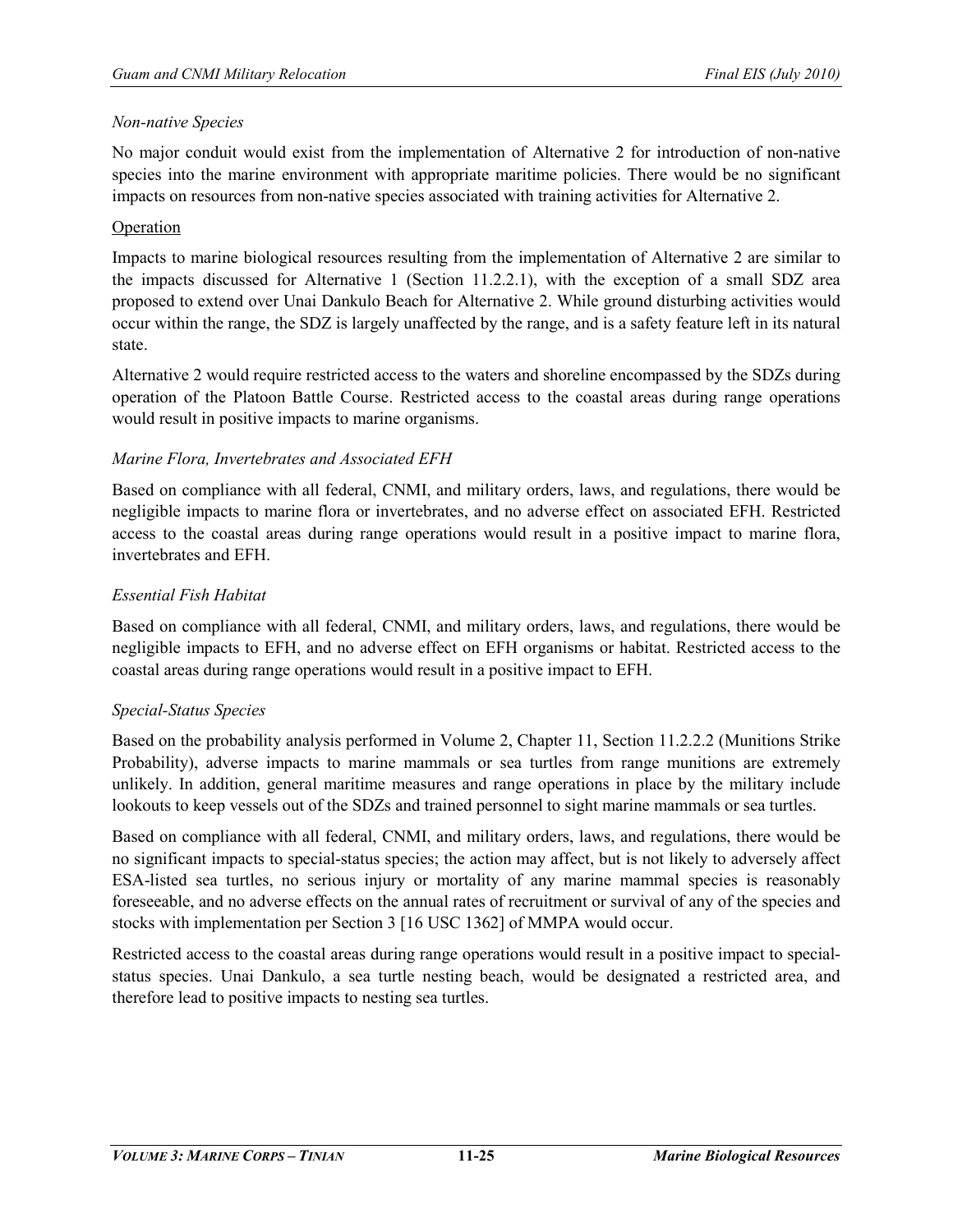*Non-native Species*

No major conduit would exist from the implementation of Alternative 2 for introduction of non-native species into the marine environment with appropriate maritime policies. There would be no significant impacts on resources from non-native species associated with training activities for Alternative 2.

<u>Operation</u>

Impacts to marine biological resources resulting from the implementation of Alternative 2 are similar to the impacts discussed for Alternative 1 (Section 11.2.2.1), with the exception of a small SDZ area proposed to extend over Unai Dankulo Beach for Alternative 2. While ground disturbing activities would occur within the range, the SDZ is largely unaffected by the range, and is a safety feature left in its natural state.

Alternative 2 would require restricted access to the waters and shoreline encompassed by the SDZs during operation of the Platoon Battle Course. Restricted access to the coastal areas during range operations would result in positive impacts to marine organisms.

*Marine Flora, Invertebrates and Associated EFH*

Based on compliance with all federal, CNMI, and military orders, laws, and regulations, there would be negligible impacts to marine flora or invertebrates, and no adverse effect on associated EFH. Restricted access to the coastal areas during range operations would result in a positive impact to marine flora, invertebrates and EFH.

*Essential Fish Habitat*

Based on compliance with all federal, CNMI, and military orders, laws, and regulations, there would be negligible impacts to EFH, and no adverse effect on EFH organisms or habitat. Restricted access to the coastal areas during range operations would result in a positive impact to EFH.

*Special-Status Species*

Based on the probability analysis performed in Volume 2, Chapter 11, Section 11.2.2.2 (Munitions Strike Probability), adverse impacts to marine mammals or sea turtles from range munitions are extremely unlikely. In addition, general maritime measures and range operations in place by the military include lookouts to keep vessels out of the SDZs and trained personnel to sight marine mammals or sea turtles.

Based on compliance with all federal, CNMI, and military orders, laws, and regulations, there would be no significant impacts to special-status species; the action may affect, but is not likely to adversely affect ESA-listed sea turtles, no serious injury or mortality of any marine mammal species is reasonably foreseeable, and no adverse effects on the annual rates of recruitment or survival of any of the species and stocks with implementation per Section 3 [16 USC 1362] of MMPA would occur.

Restricted access to the coastal areas during range operations would result in a positive impact to special-status species. Unai Dankulo, a sea turtle nesting beach, would be designated a restricted area, and therefore lead to positive impacts to nesting sea turtles.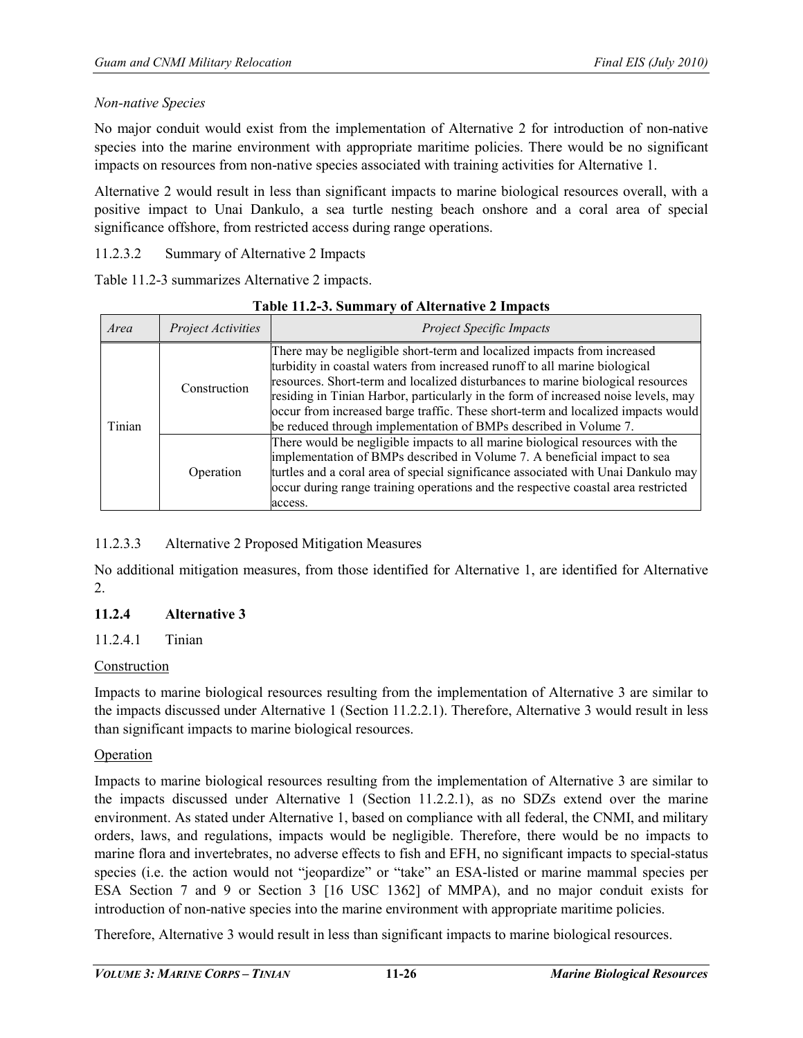*Non-native Species*

No major conduit would exist from the implementation of Alternative 2 for introduction of non-native species into the marine environment with appropriate maritime policies. There would be no significant impacts on resources from non-native species associated with training activities for Alternative 1.

Alternative 2 would result in less than significant impacts to marine biological resources overall, with a positive impact to Unai Dankulo, a sea turtle nesting beach onshore and a coral area of special significance offshore, from restricted access during range operations.

11.2.3.2 Summary of Alternative 2 Impacts

Table 11.2-3 summarizes Alternative 2 impacts.

**Table 11.2-3. Summary of Alternative 2 Impacts**

| *Area* | *Project Activities* | *Project Specific Impacts* |
|---|---|---|
| Tinian | Construction | There may be negligible short-term and localized impacts from increased turbidity in coastal waters from increased runoff to all marine biological resources. Short-term and localized disturbances to marine biological resources residing in Tinian Harbor, particularly in the form of increased noise levels, may occur from increased barge traffic. These short-term and localized impacts would be reduced through implementation of BMPs described in Volume 7. |
| | Operation | There would be negligible impacts to all marine biological resources with the implementation of BMPs described in Volume 7. A beneficial impact to sea turtles and a coral area of special significance associated with Unai Dankulo may occur during range training operations and the respective coastal area restricted access. |

11.2.3.3 Alternative 2 Proposed Mitigation Measures

No additional mitigation measures, from those identified for Alternative 1, are identified for Alternative 2.

### 11.2.4 Alternative 3

11.2.4.1 Tinian

Construction

Impacts to marine biological resources resulting from the implementation of Alternative 3 are similar to the impacts discussed under Alternative 1 (Section 11.2.2.1). Therefore, Alternative 3 would result in less than significant impacts to marine biological resources.

Operation

Impacts to marine biological resources resulting from the implementation of Alternative 3 are similar to the impacts discussed under Alternative 1 (Section 11.2.2.1), as no SDZs extend over the marine environment. As stated under Alternative 1, based on compliance with all federal, the CNMI, and military orders, laws, and regulations, impacts would be negligible. Therefore, there would be no impacts to marine flora and invertebrates, no adverse effects to fish and EFH, no significant impacts to special-status species (i.e. the action would not "jeopardize" or "take" an ESA-listed or marine mammal species per ESA Section 7 and 9 or Section 3 [16 USC 1362] of MMPA), and no major conduit exists for introduction of non-native species into the marine environment with appropriate maritime policies.

Therefore, Alternative 3 would result in less than significant impacts to marine biological resources.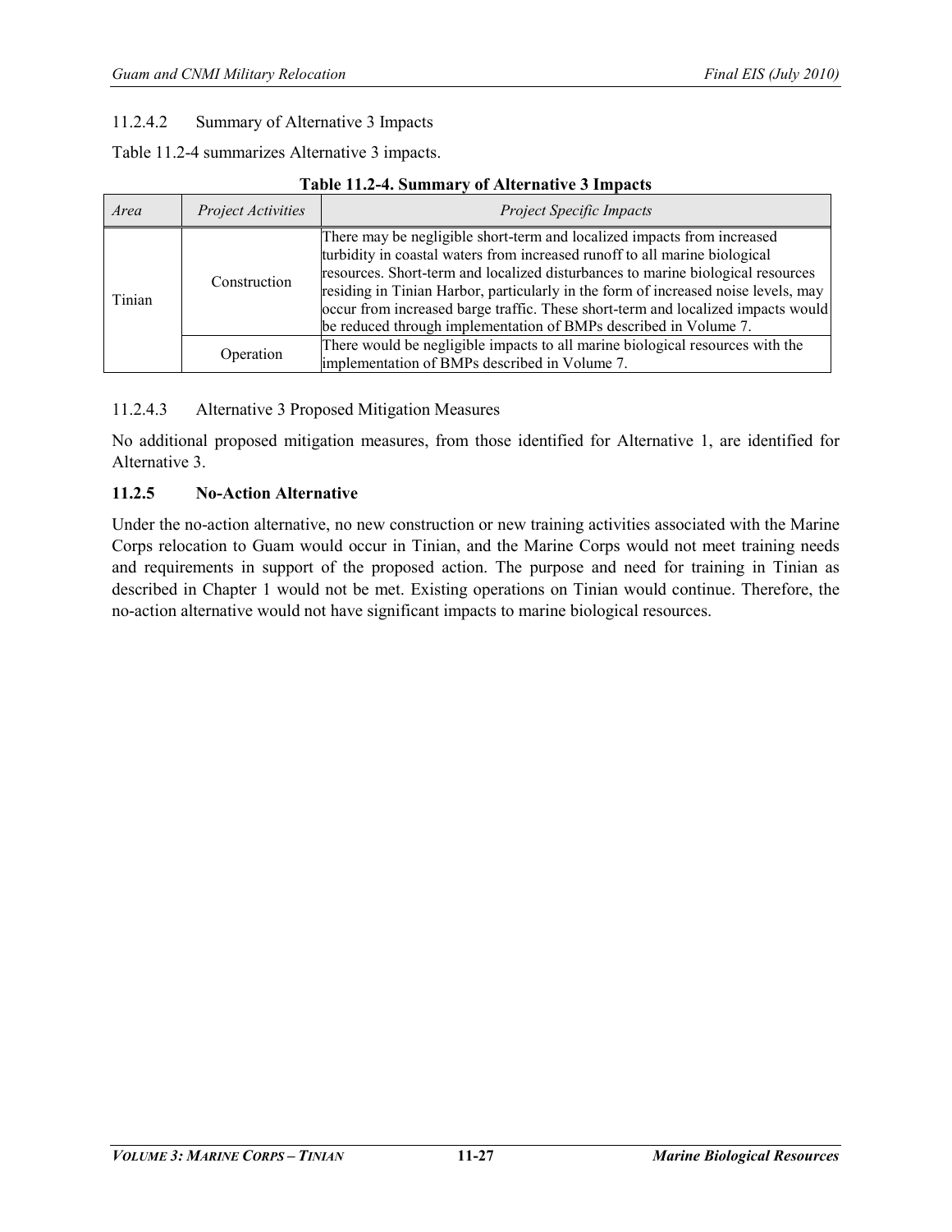### 11.2.4.2 Summary of Alternative 3 Impacts

Table 11.2-4 summarizes Alternative 3 impacts.

**Table 11.2-4. Summary of Alternative 3 Impacts**

| *Area* | *Project Activities* | *Project Specific Impacts* |
|---|---|---|
| Tinian | Construction | There may be negligible short-term and localized impacts from increased turbidity in coastal waters from increased runoff to all marine biological resources. Short-term and localized disturbances to marine biological resources residing in Tinian Harbor, particularly in the form of increased noise levels, may occur from increased barge traffic. These short-term and localized impacts would be reduced through implementation of BMPs described in Volume 7. |
| | Operation | There would be negligible impacts to all marine biological resources with the implementation of BMPs described in Volume 7. |

### 11.2.4.3 Alternative 3 Proposed Mitigation Measures

No additional proposed mitigation measures, from those identified for Alternative 1, are identified for Alternative 3.

### 11.2.5 No-Action Alternative

Under the no-action alternative, no new construction or new training activities associated with the Marine Corps relocation to Guam would occur in Tinian, and the Marine Corps would not meet training needs and requirements in support of the proposed action. The purpose and need for training in Tinian as described in Chapter 1 would not be met. Existing operations on Tinian would continue. Therefore, the no-action alternative would not have significant impacts to marine biological resources.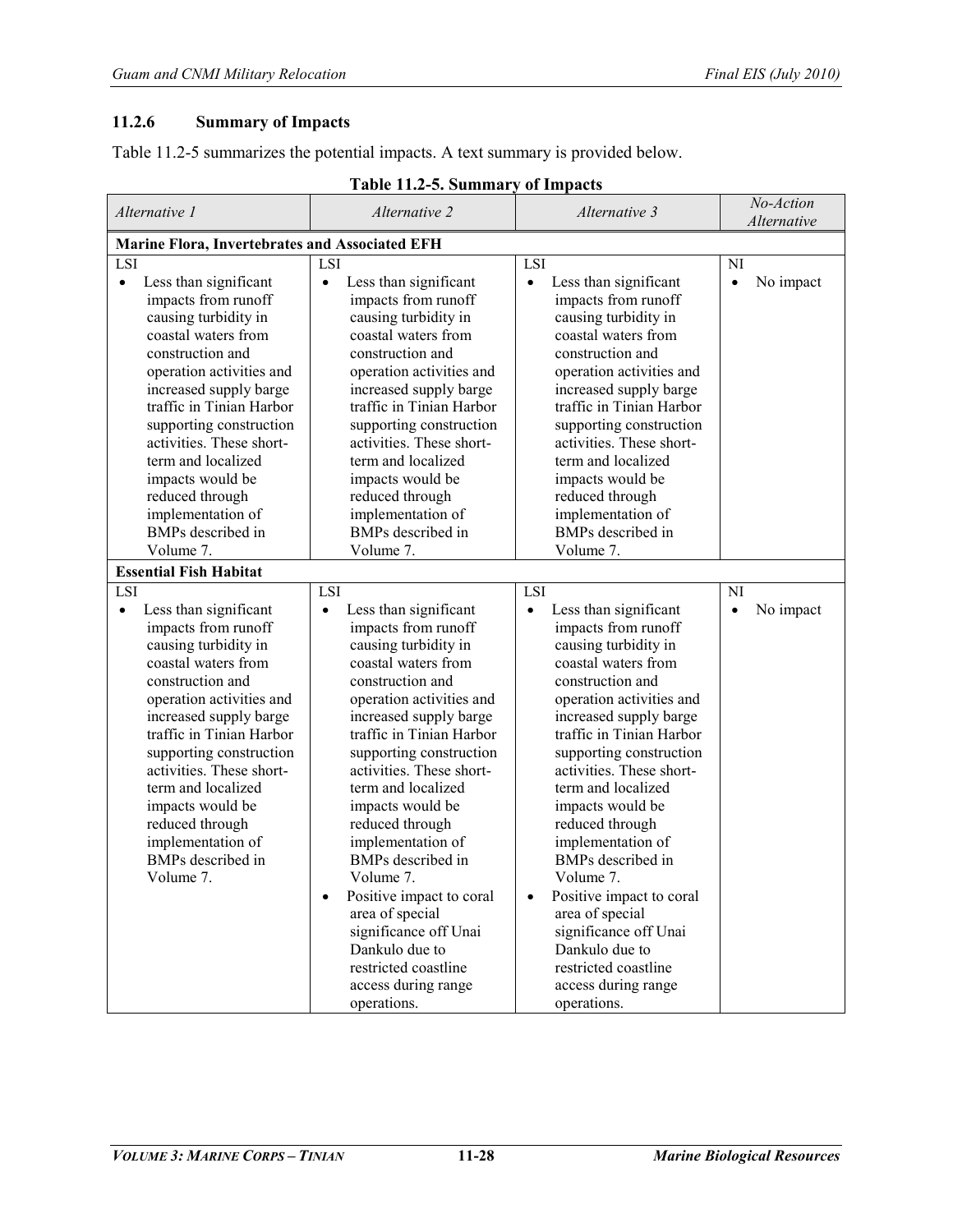### 11.2.6 Summary of Impacts

Table 11.2-5 summarizes the potential impacts. A text summary is provided below.

**Table 11.2-5. Summary of Impacts**

| *Alternative 1* | *Alternative 2* | *Alternative 3* | *No-Action Alternative* |
|---|---|---|---|
| **Marine Flora, Invertebrates and Associated EFH** | | | |
| LSI<br>• Less than significant impacts from runoff causing turbidity in coastal waters from construction and operation activities and increased supply barge traffic in Tinian Harbor supporting construction activities. These short-term and localized impacts would be reduced through implementation of BMPs described in Volume 7. | LSI<br>• Less than significant impacts from runoff causing turbidity in coastal waters from construction and operation activities and increased supply barge traffic in Tinian Harbor supporting construction activities. These short-term and localized impacts would be reduced through implementation of BMPs described in Volume 7. | LSI<br>• Less than significant impacts from runoff causing turbidity in coastal waters from construction and operation activities and increased supply barge traffic in Tinian Harbor supporting construction activities. These short-term and localized impacts would be reduced through implementation of BMPs described in Volume 7. | NI<br>• No impact |
| **Essential Fish Habitat** | | | |
| LSI<br>• Less than significant impacts from runoff causing turbidity in coastal waters from construction and operation activities and increased supply barge traffic in Tinian Harbor supporting construction activities. These short-term and localized impacts would be reduced through implementation of BMPs described in Volume 7. | LSI<br>• Less than significant impacts from runoff causing turbidity in coastal waters from construction and operation activities and increased supply barge traffic in Tinian Harbor supporting construction activities. These short-term and localized impacts would be reduced through implementation of BMPs described in Volume 7.<br>• Positive impact to coral area of special significance off Unai Dankulo due to restricted coastline access during range operations. | LSI<br>• Less than significant impacts from runoff causing turbidity in coastal waters from construction and operation activities and increased supply barge traffic in Tinian Harbor supporting construction activities. These short-term and localized impacts would be reduced through implementation of BMPs described in Volume 7.<br>• Positive impact to coral area of special significance off Unai Dankulo due to restricted coastline access during range operations. | NI<br>• No impact |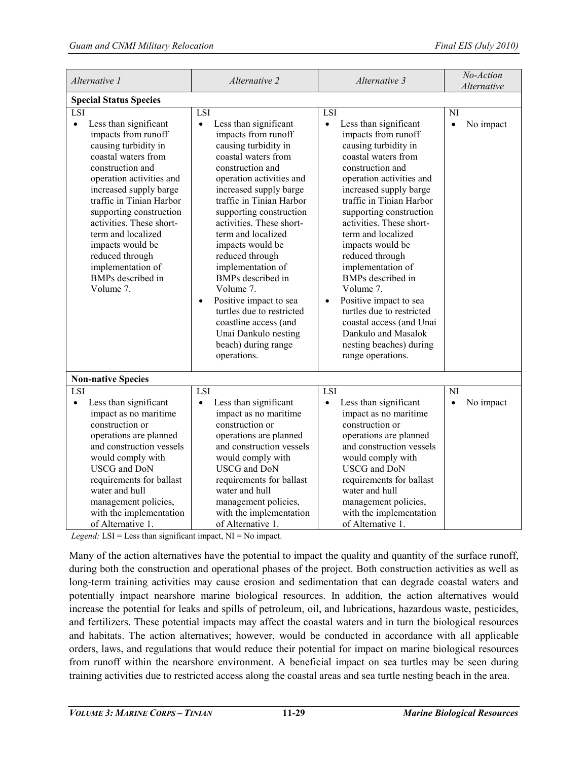| *Alternative 1* | *Alternative 2* | *Alternative 3* | *No-Action Alternative* |
|---|---|---|---|
| **Special Status Species** | | | |
| LSI<br>• Less than significant impacts from runoff causing turbidity in coastal waters from construction and operation activities and increased supply barge traffic in Tinian Harbor supporting construction activities. These short-term and localized impacts would be reduced through implementation of BMPs described in Volume 7. | LSI<br>• Less than significant impacts from runoff causing turbidity in coastal waters from construction and operation activities and increased supply barge traffic in Tinian Harbor supporting construction activities. These short-term and localized impacts would be reduced through implementation of BMPs described in Volume 7.<br>• Positive impact to sea turtles due to restricted coastline access (and Unai Dankulo nesting beach) during range operations. | LSI<br>• Less than significant impacts from runoff causing turbidity in coastal waters from construction and operation activities and increased supply barge traffic in Tinian Harbor supporting construction activities. These short-term and localized impacts would be reduced through implementation of BMPs described in Volume 7.<br>• Positive impact to sea turtles due to restricted coastal access (and Unai Dankulo and Masalok nesting beaches) during range operations. | NI<br>• No impact |
| **Non-native Species** | | | |
| LSI<br>• Less than significant impact as no maritime construction or operations are planned and construction vessels would comply with USCG and DoN requirements for ballast water and hull management policies, with the implementation of Alternative 1. | LSI<br>• Less than significant impact as no maritime construction or operations are planned and construction vessels would comply with USCG and DoN requirements for ballast water and hull management policies, with the implementation of Alternative 1. | LSI<br>• Less than significant impact as no maritime construction or operations are planned and construction vessels would comply with USCG and DoN requirements for ballast water and hull management policies, with the implementation of Alternative 1. | NI<br>• No impact |

*Legend:* LSI = Less than significant impact, NI = No impact.

Many of the action alternatives have the potential to impact the quality and quantity of the surface runoff, during both the construction and operational phases of the project. Both construction activities as well as long-term training activities may cause erosion and sedimentation that can degrade coastal waters and potentially impact nearshore marine biological resources. In addition, the action alternatives would increase the potential for leaks and spills of petroleum, oil, and lubrications, hazardous waste, pesticides, and fertilizers. These potential impacts may affect the coastal waters and in turn the biological resources and habitats. The action alternatives; however, would be conducted in accordance with all applicable orders, laws, and regulations that would reduce their potential for impact on marine biological resources from runoff within the nearshore environment. A beneficial impact on sea turtles may be seen during training activities due to restricted access along the coastal areas and sea turtle nesting beach in the area.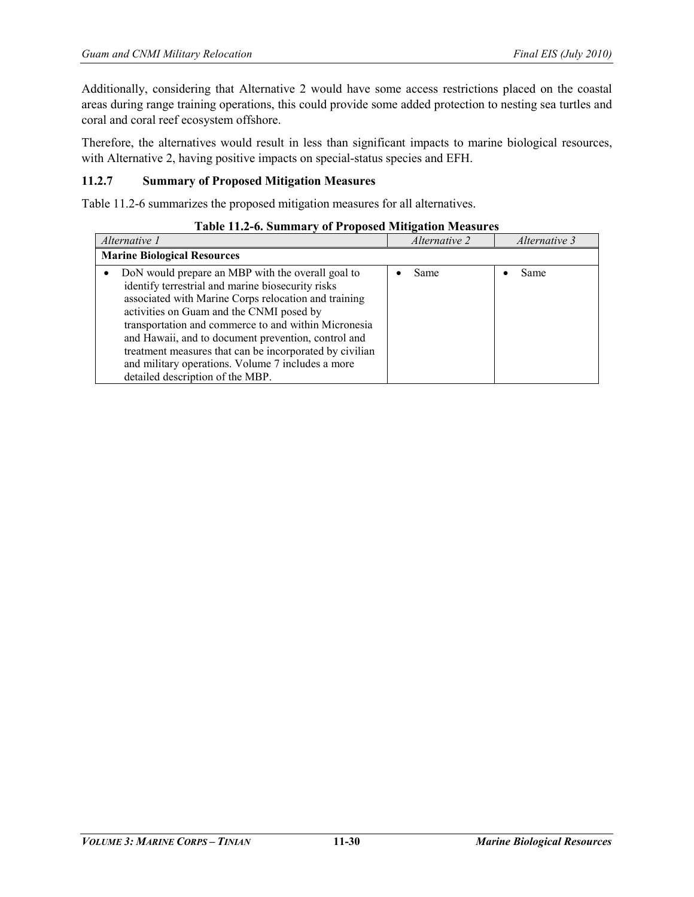Additionally, considering that Alternative 2 would have some access restrictions placed on the coastal areas during range training operations, this could provide some added protection to nesting sea turtles and coral and coral reef ecosystem offshore.

Therefore, the alternatives would result in less than significant impacts to marine biological resources, with Alternative 2, having positive impacts on special-status species and EFH.

### 11.2.7 Summary of Proposed Mitigation Measures

Table 11.2-6 summarizes the proposed mitigation measures for all alternatives.

**Table 11.2-6. Summary of Proposed Mitigation Measures**

| *Alternative 1* | *Alternative 2* | *Alternative 3* |
|---|---|---|
| **Marine Biological Resources** | | |
| • DoN would prepare an MBP with the overall goal to identify terrestrial and marine biosecurity risks associated with Marine Corps relocation and training activities on Guam and the CNMI posed by transportation and commerce to and within Micronesia and Hawaii, and to document prevention, control and treatment measures that can be incorporated by civilian and military operations. Volume 7 includes a more detailed description of the MBP. | • Same | • Same |